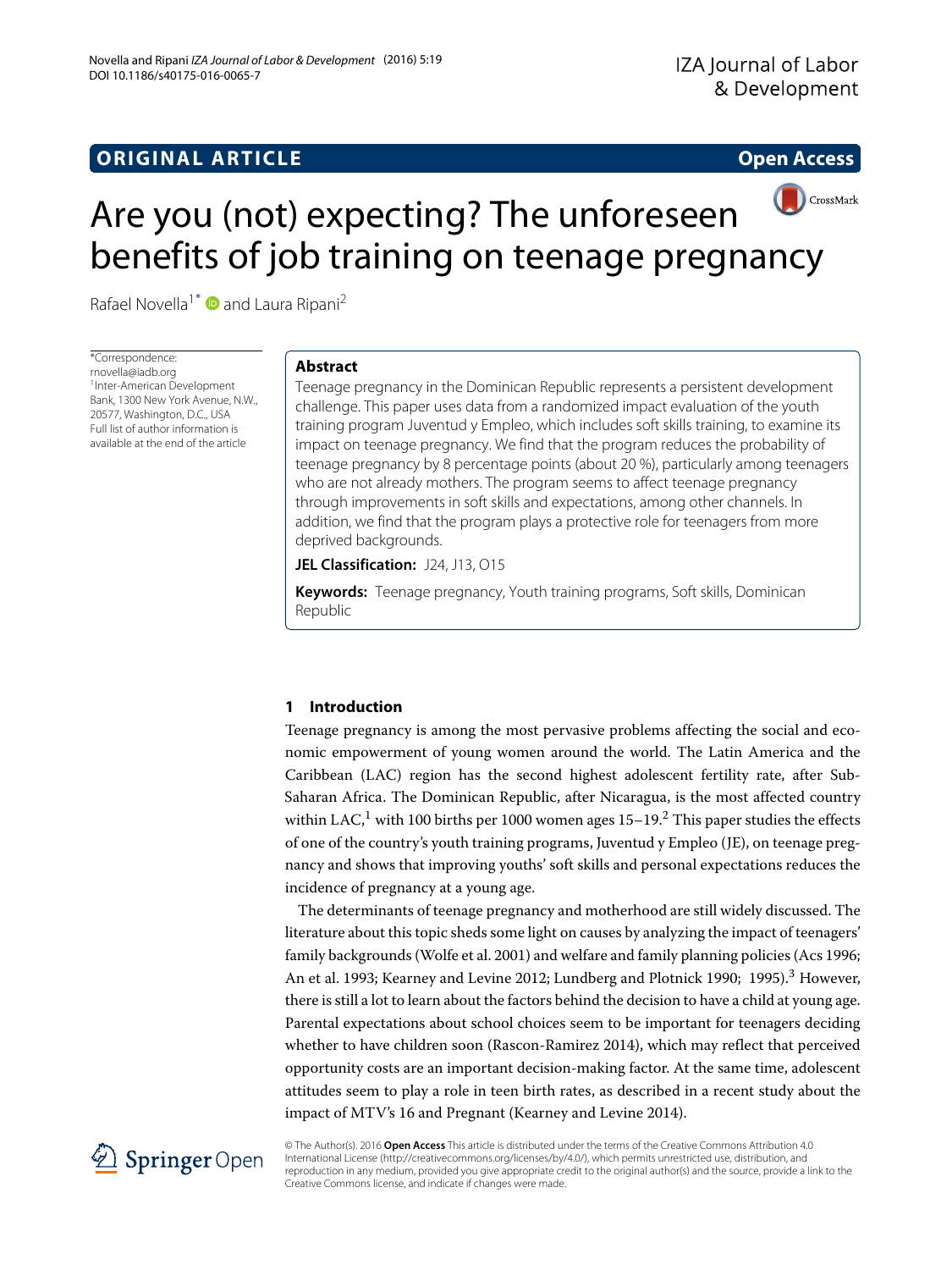ORIGINAL ARTICLE

Open Access

# Are you (not) expecting? The unforeseen benefits of job training on teenage pregnancy

Rafael Novella[1*] and Laura Ripani[2]

*Correspondence: rnovella@iadb.org
[1]Inter-American Development Bank, 1300 New York Avenue, N.W., 20577, Washington, D.C., USA
Full list of author information is available at the end of the article

## Abstract

Teenage pregnancy in the Dominican Republic represents a persistent development challenge. This paper uses data from a randomized impact evaluation of the youth training program Juventud y Empleo, which includes soft skills training, to examine its impact on teenage pregnancy. We find that the program reduces the probability of teenage pregnancy by 8 percentage points (about 20 %), particularly among teenagers who are not already mothers. The program seems to affect teenage pregnancy through improvements in soft skills and expectations, among other channels. In addition, we find that the program plays a protective role for teenagers from more deprived backgrounds.

**JEL Classification:** J24, J13, O15

**Keywords:** Teenage pregnancy, Youth training programs, Soft skills, Dominican Republic

## 1 Introduction

Teenage pregnancy is among the most pervasive problems affecting the social and economic empowerment of young women around the world. The Latin America and the Caribbean (LAC) region has the second highest adolescent fertility rate, after Sub-Saharan Africa. The Dominican Republic, after Nicaragua, is the most affected country within LAC,[1] with 100 births per 1000 women ages 15–19.[2] This paper studies the effects of one of the country's youth training programs, Juventud y Empleo (JE), on teenage pregnancy and shows that improving youths' soft skills and personal expectations reduces the incidence of pregnancy at a young age.

The determinants of teenage pregnancy and motherhood are still widely discussed. The literature about this topic sheds some light on causes by analyzing the impact of teenagers' family backgrounds (Wolfe et al. 2001) and welfare and family planning policies (Acs 1996; An et al. 1993; Kearney and Levine 2012; Lundberg and Plotnick 1990; 1995).[3] However, there is still a lot to learn about the factors behind the decision to have a child at young age. Parental expectations about school choices seem to be important for teenagers deciding whether to have children soon (Rascon-Ramirez 2014), which may reflect that perceived opportunity costs are an important decision-making factor. At the same time, adolescent attitudes seem to play a role in teen birth rates, as described in a recent study about the impact of MTV's 16 and Pregnant (Kearney and Levine 2014).

© The Author(s). 2016 **Open Access** This article is distributed under the terms of the Creative Commons Attribution 4.0 International License (http://creativecommons.org/licenses/by/4.0/), which permits unrestricted use, distribution, and reproduction in any medium, provided you give appropriate credit to the original author(s) and the source, provide a link to the Creative Commons license, and indicate if changes were made.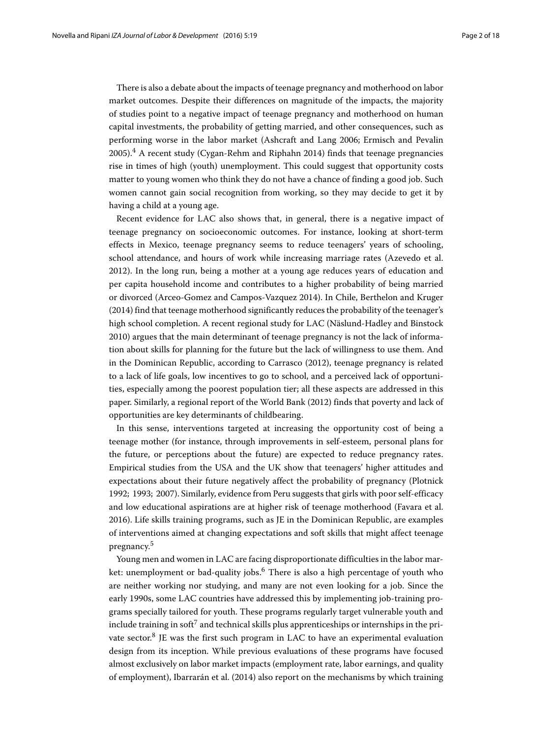There is also a debate about the impacts of teenage pregnancy and motherhood on labor market outcomes. Despite their differences on magnitude of the impacts, the majority of studies point to a negative impact of teenage pregnancy and motherhood on human capital investments, the probability of getting married, and other consequences, such as performing worse in the labor market (Ashcraft and Lang 2006; Ermisch and Pevalin 2005).[4] A recent study (Cygan-Rehm and Riphahn 2014) finds that teenage pregnancies rise in times of high (youth) unemployment. This could suggest that opportunity costs matter to young women who think they do not have a chance of finding a good job. Such women cannot gain social recognition from working, so they may decide to get it by having a child at a young age.

Recent evidence for LAC also shows that, in general, there is a negative impact of teenage pregnancy on socioeconomic outcomes. For instance, looking at short-term effects in Mexico, teenage pregnancy seems to reduce teenagers' years of schooling, school attendance, and hours of work while increasing marriage rates (Azevedo et al. 2012). In the long run, being a mother at a young age reduces years of education and per capita household income and contributes to a higher probability of being married or divorced (Arceo-Gomez and Campos-Vazquez 2014). In Chile, Berthelon and Kruger (2014) find that teenage motherhood significantly reduces the probability of the teenager's high school completion. A recent regional study for LAC (Näslund-Hadley and Binstock 2010) argues that the main determinant of teenage pregnancy is not the lack of information about skills for planning for the future but the lack of willingness to use them. And in the Dominican Republic, according to Carrasco (2012), teenage pregnancy is related to a lack of life goals, low incentives to go to school, and a perceived lack of opportunities, especially among the poorest population tier; all these aspects are addressed in this paper. Similarly, a regional report of the World Bank (2012) finds that poverty and lack of opportunities are key determinants of childbearing.

In this sense, interventions targeted at increasing the opportunity cost of being a teenage mother (for instance, through improvements in self-esteem, personal plans for the future, or perceptions about the future) are expected to reduce pregnancy rates. Empirical studies from the USA and the UK show that teenagers' higher attitudes and expectations about their future negatively affect the probability of pregnancy (Plotnick 1992; 1993; 2007). Similarly, evidence from Peru suggests that girls with poor self-efficacy and low educational aspirations are at higher risk of teenage motherhood (Favara et al. 2016). Life skills training programs, such as JE in the Dominican Republic, are examples of interventions aimed at changing expectations and soft skills that might affect teenage pregnancy.[5]

Young men and women in LAC are facing disproportionate difficulties in the labor market: unemployment or bad-quality jobs.[6] There is also a high percentage of youth who are neither working nor studying, and many are not even looking for a job. Since the early 1990s, some LAC countries have addressed this by implementing job-training programs specially tailored for youth. These programs regularly target vulnerable youth and include training in soft[7] and technical skills plus apprenticeships or internships in the private sector.[8] JE was the first such program in LAC to have an experimental evaluation design from its inception. While previous evaluations of these programs have focused almost exclusively on labor market impacts (employment rate, labor earnings, and quality of employment), Ibarrarán et al. (2014) also report on the mechanisms by which training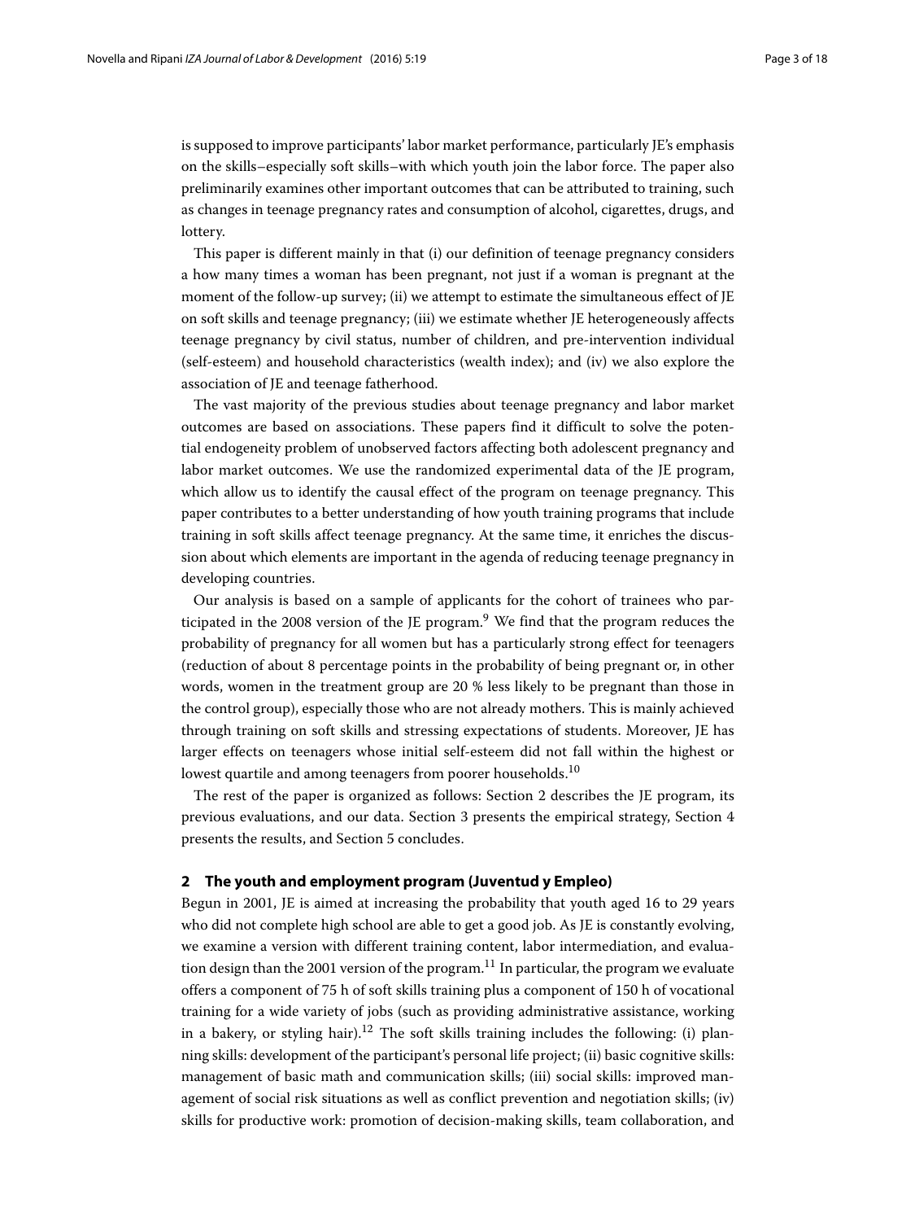is supposed to improve participants' labor market performance, particularly JE's emphasis on the skills–especially soft skills–with which youth join the labor force. The paper also preliminarily examines other important outcomes that can be attributed to training, such as changes in teenage pregnancy rates and consumption of alcohol, cigarettes, drugs, and lottery.

This paper is different mainly in that (i) our definition of teenage pregnancy considers a how many times a woman has been pregnant, not just if a woman is pregnant at the moment of the follow-up survey; (ii) we attempt to estimate the simultaneous effect of JE on soft skills and teenage pregnancy; (iii) we estimate whether JE heterogeneously affects teenage pregnancy by civil status, number of children, and pre-intervention individual (self-esteem) and household characteristics (wealth index); and (iv) we also explore the association of JE and teenage fatherhood.

The vast majority of the previous studies about teenage pregnancy and labor market outcomes are based on associations. These papers find it difficult to solve the potential endogeneity problem of unobserved factors affecting both adolescent pregnancy and labor market outcomes. We use the randomized experimental data of the JE program, which allow us to identify the causal effect of the program on teenage pregnancy. This paper contributes to a better understanding of how youth training programs that include training in soft skills affect teenage pregnancy. At the same time, it enriches the discussion about which elements are important in the agenda of reducing teenage pregnancy in developing countries.

Our analysis is based on a sample of applicants for the cohort of trainees who participated in the 2008 version of the JE program.[9] We find that the program reduces the probability of pregnancy for all women but has a particularly strong effect for teenagers (reduction of about 8 percentage points in the probability of being pregnant or, in other words, women in the treatment group are 20 % less likely to be pregnant than those in the control group), especially those who are not already mothers. This is mainly achieved through training on soft skills and stressing expectations of students. Moreover, JE has larger effects on teenagers whose initial self-esteem did not fall within the highest or lowest quartile and among teenagers from poorer households.[10]

The rest of the paper is organized as follows: Section 2 describes the JE program, its previous evaluations, and our data. Section 3 presents the empirical strategy, Section 4 presents the results, and Section 5 concludes.

## 2 The youth and employment program (Juventud y Empleo)

Begun in 2001, JE is aimed at increasing the probability that youth aged 16 to 29 years who did not complete high school are able to get a good job. As JE is constantly evolving, we examine a version with different training content, labor intermediation, and evaluation design than the 2001 version of the program.[11] In particular, the program we evaluate offers a component of 75 h of soft skills training plus a component of 150 h of vocational training for a wide variety of jobs (such as providing administrative assistance, working in a bakery, or styling hair).[12] The soft skills training includes the following: (i) planning skills: development of the participant's personal life project; (ii) basic cognitive skills: management of basic math and communication skills; (iii) social skills: improved management of social risk situations as well as conflict prevention and negotiation skills; (iv) skills for productive work: promotion of decision-making skills, team collaboration, and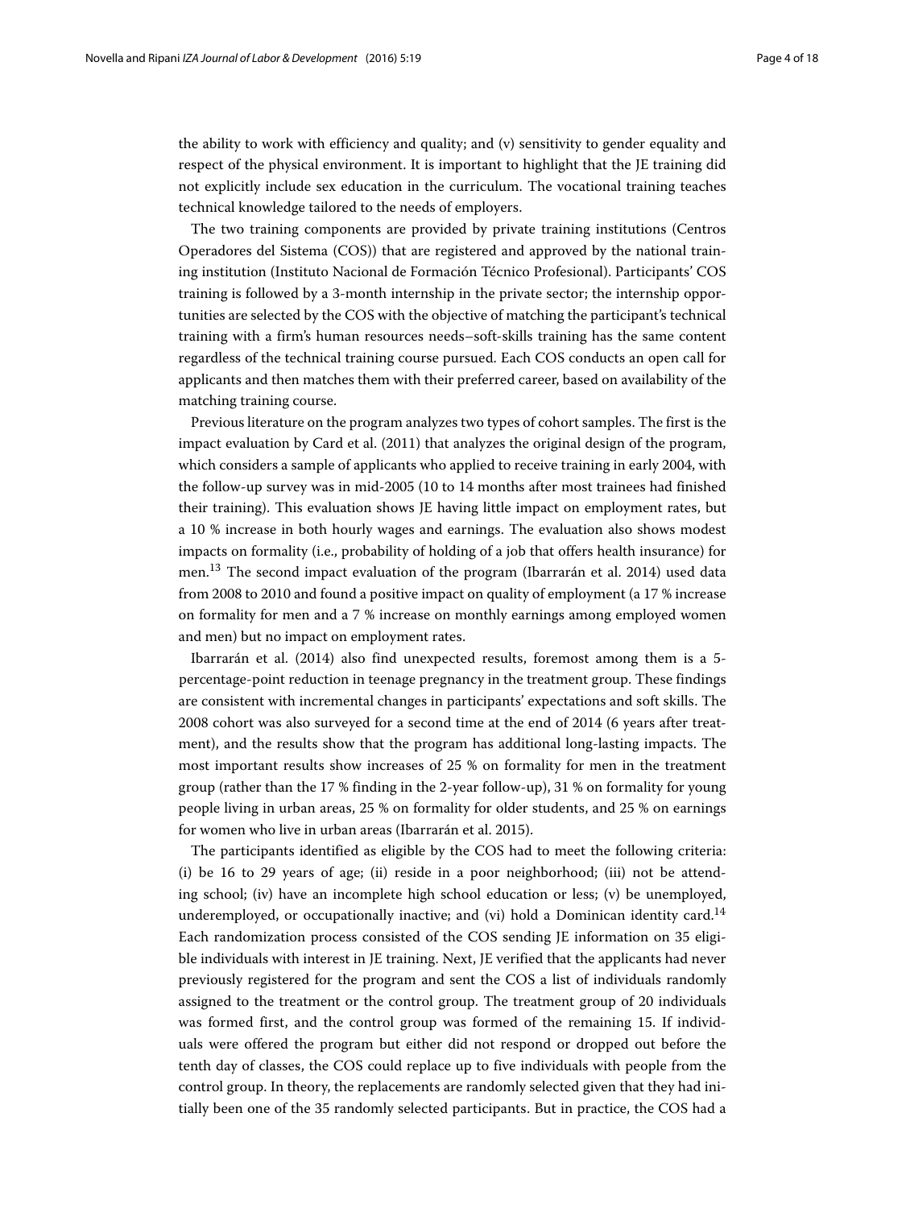the ability to work with efficiency and quality; and (v) sensitivity to gender equality and respect of the physical environment. It is important to highlight that the JE training did not explicitly include sex education in the curriculum. The vocational training teaches technical knowledge tailored to the needs of employers.

The two training components are provided by private training institutions (Centros Operadores del Sistema (COS)) that are registered and approved by the national training institution (Instituto Nacional de Formación Técnico Profesional). Participants' COS training is followed by a 3-month internship in the private sector; the internship opportunities are selected by the COS with the objective of matching the participant's technical training with a firm's human resources needs–soft-skills training has the same content regardless of the technical training course pursued. Each COS conducts an open call for applicants and then matches them with their preferred career, based on availability of the matching training course.

Previous literature on the program analyzes two types of cohort samples. The first is the impact evaluation by Card et al. (2011) that analyzes the original design of the program, which considers a sample of applicants who applied to receive training in early 2004, with the follow-up survey was in mid-2005 (10 to 14 months after most trainees had finished their training). This evaluation shows JE having little impact on employment rates, but a 10 % increase in both hourly wages and earnings. The evaluation also shows modest impacts on formality (i.e., probability of holding of a job that offers health insurance) for men.[13] The second impact evaluation of the program (Ibarrarán et al. 2014) used data from 2008 to 2010 and found a positive impact on quality of employment (a 17 % increase on formality for men and a 7 % increase on monthly earnings among employed women and men) but no impact on employment rates.

Ibarrarán et al. (2014) also find unexpected results, foremost among them is a 5-percentage-point reduction in teenage pregnancy in the treatment group. These findings are consistent with incremental changes in participants' expectations and soft skills. The 2008 cohort was also surveyed for a second time at the end of 2014 (6 years after treatment), and the results show that the program has additional long-lasting impacts. The most important results show increases of 25 % on formality for men in the treatment group (rather than the 17 % finding in the 2-year follow-up), 31 % on formality for young people living in urban areas, 25 % on formality for older students, and 25 % on earnings for women who live in urban areas (Ibarrarán et al. 2015).

The participants identified as eligible by the COS had to meet the following criteria: (i) be 16 to 29 years of age; (ii) reside in a poor neighborhood; (iii) not be attending school; (iv) have an incomplete high school education or less; (v) be unemployed, underemployed, or occupationally inactive; and (vi) hold a Dominican identity card.[14] Each randomization process consisted of the COS sending JE information on 35 eligible individuals with interest in JE training. Next, JE verified that the applicants had never previously registered for the program and sent the COS a list of individuals randomly assigned to the treatment or the control group. The treatment group of 20 individuals was formed first, and the control group was formed of the remaining 15. If individuals were offered the program but either did not respond or dropped out before the tenth day of classes, the COS could replace up to five individuals with people from the control group. In theory, the replacements are randomly selected given that they had initially been one of the 35 randomly selected participants. But in practice, the COS had a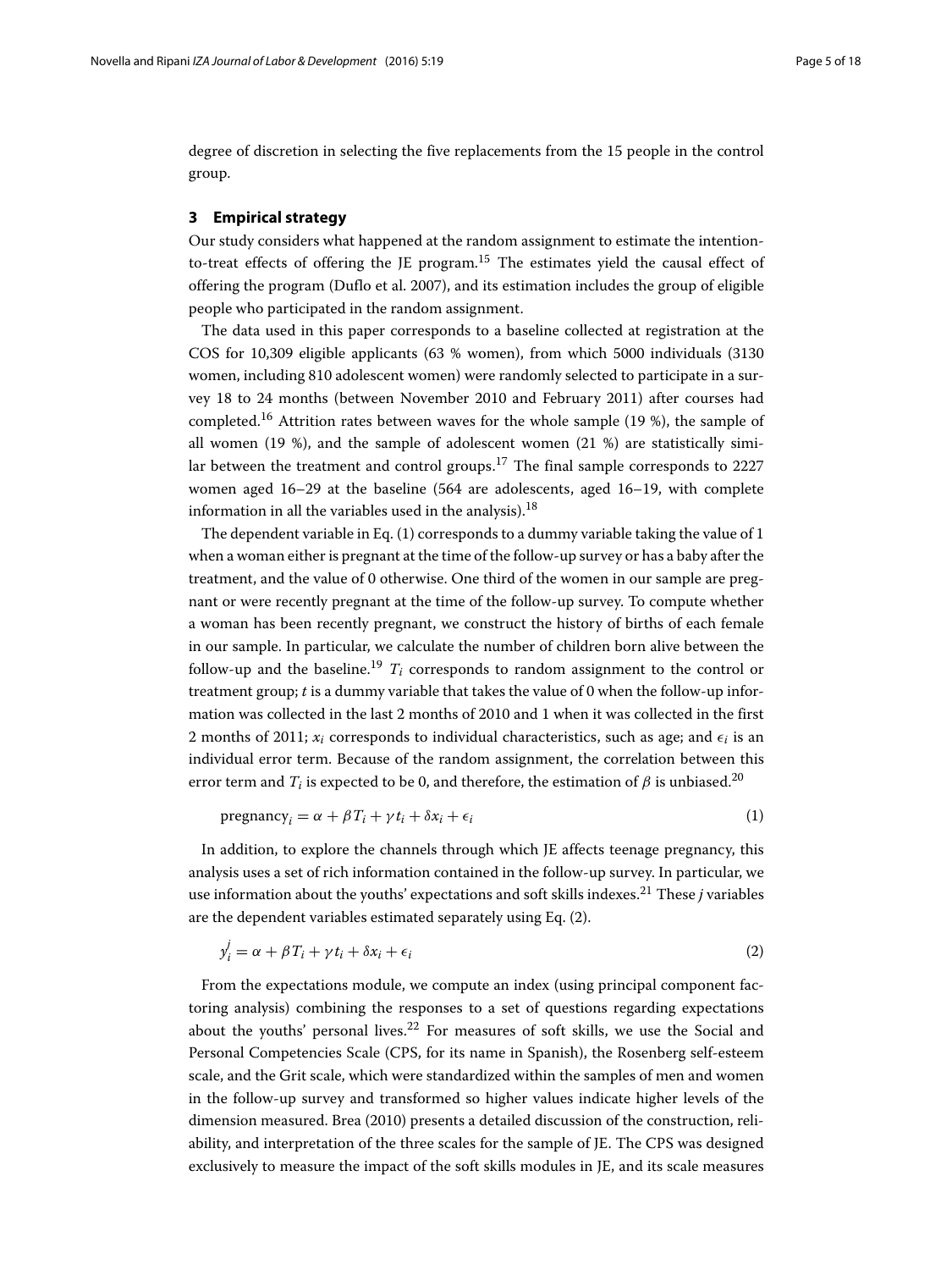degree of discretion in selecting the five replacements from the 15 people in the control group.

## 3 Empirical strategy

Our study considers what happened at the random assignment to estimate the intention-to-treat effects of offering the JE program.[15] The estimates yield the causal effect of offering the program (Duflo et al. 2007), and its estimation includes the group of eligible people who participated in the random assignment.

The data used in this paper corresponds to a baseline collected at registration at the COS for 10,309 eligible applicants (63 % women), from which 5000 individuals (3130 women, including 810 adolescent women) were randomly selected to participate in a survey 18 to 24 months (between November 2010 and February 2011) after courses had completed.[16] Attrition rates between waves for the whole sample (19 %), the sample of all women (19 %), and the sample of adolescent women (21 %) are statistically similar between the treatment and control groups.[17] The final sample corresponds to 2227 women aged 16–29 at the baseline (564 are adolescents, aged 16–19, with complete information in all the variables used in the analysis).[18]

The dependent variable in Eq. (1) corresponds to a dummy variable taking the value of 1 when a woman either is pregnant at the time of the follow-up survey or has a baby after the treatment, and the value of 0 otherwise. One third of the women in our sample are pregnant or were recently pregnant at the time of the follow-up survey. To compute whether a woman has been recently pregnant, we construct the history of births of each female in our sample. In particular, we calculate the number of children born alive between the follow-up and the baseline.[19] $T_i$ corresponds to random assignment to the control or treatment group; $t$ is a dummy variable that takes the value of 0 when the follow-up information was collected in the last 2 months of 2010 and 1 when it was collected in the first 2 months of 2011; $x_i$ corresponds to individual characteristics, such as age; and $\epsilon_i$ is an individual error term. Because of the random assignment, the correlation between this error term and $T_i$ is expected to be 0, and therefore, the estimation of $\beta$ is unbiased.[20]

$$\text{pregnancy}_i = \alpha + \beta T_i + \gamma t_i + \delta x_i + \epsilon_i \tag{1}$$

In addition, to explore the channels through which JE affects teenage pregnancy, this analysis uses a set of rich information contained in the follow-up survey. In particular, we use information about the youths' expectations and soft skills indexes.[21] These $j$ variables are the dependent variables estimated separately using Eq. (2).

$$y_i^j = \alpha + \beta T_i + \gamma t_i + \delta x_i + \epsilon_i \tag{2}$$

From the expectations module, we compute an index (using principal component factoring analysis) combining the responses to a set of questions regarding expectations about the youths' personal lives.[22] For measures of soft skills, we use the Social and Personal Competencies Scale (CPS, for its name in Spanish), the Rosenberg self-esteem scale, and the Grit scale, which were standardized within the samples of men and women in the follow-up survey and transformed so higher values indicate higher levels of the dimension measured. Brea (2010) presents a detailed discussion of the construction, reliability, and interpretation of the three scales for the sample of JE. The CPS was designed exclusively to measure the impact of the soft skills modules in JE, and its scale measures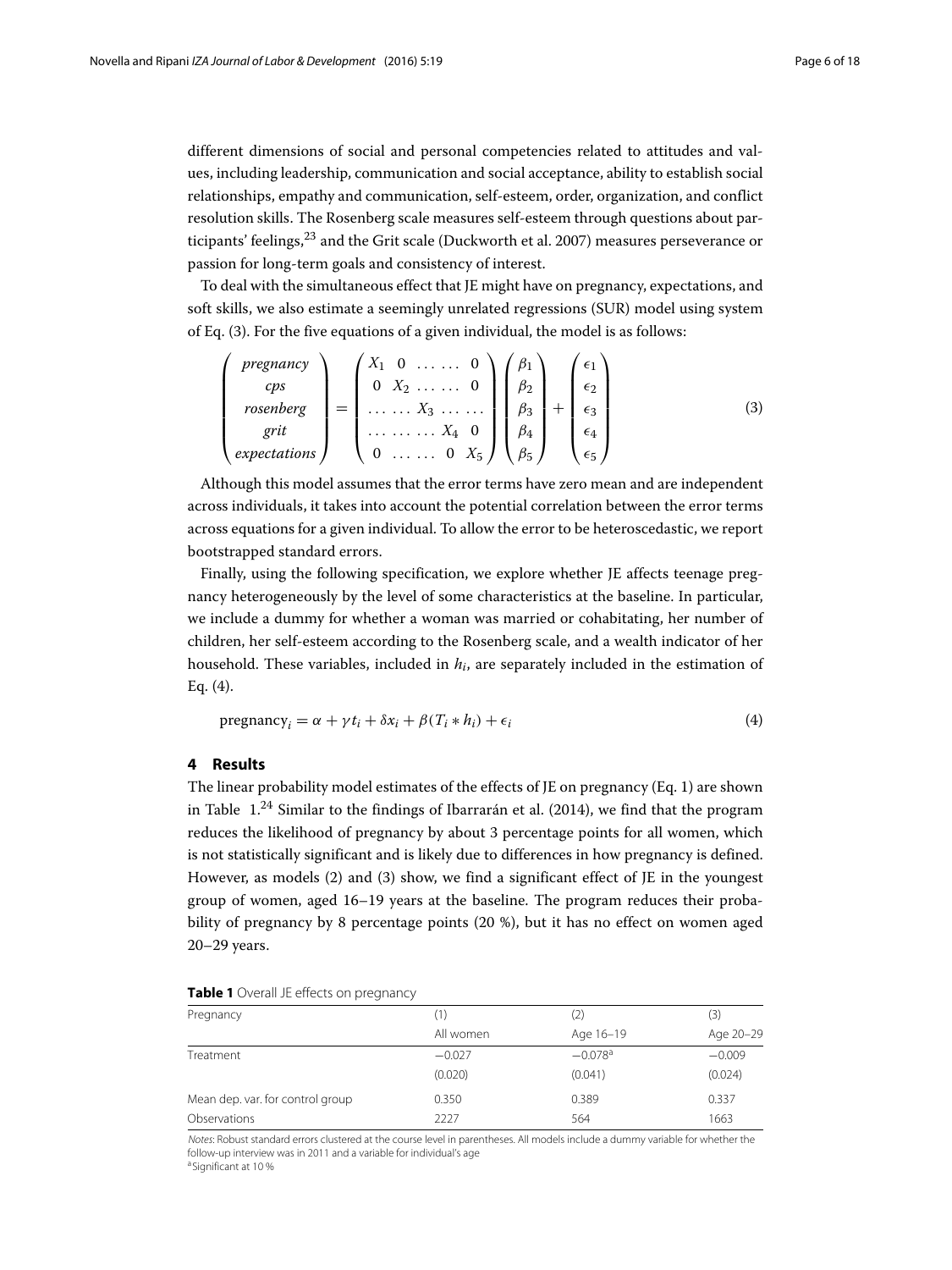different dimensions of social and personal competencies related to attitudes and values, including leadership, communication and social acceptance, ability to establish social relationships, empathy and communication, self-esteem, order, organization, and conflict resolution skills. The Rosenberg scale measures self-esteem through questions about participants' feelings,[23] and the Grit scale (Duckworth et al. 2007) measures perseverance or passion for long-term goals and consistency of interest.

To deal with the simultaneous effect that JE might have on pregnancy, expectations, and soft skills, we also estimate a seemingly unrelated regressions (SUR) model using system of Eq. (3). For the five equations of a given individual, the model is as follows:

$$\begin{pmatrix} pregnancy \\ cps \\ rosenberg \\ grit \\ expectations \end{pmatrix} = \begin{pmatrix} X_1 & 0 & \ldots\ldots & 0 \\ 0 & X_2 & \ldots\ldots & 0 \\ \ldots\ldots & X_3 & \ldots\ldots & \\ \ldots\ldots\ldots & X_4 & 0 & \\ 0 & \ldots\ldots & 0 & X_5 \end{pmatrix} \begin{pmatrix} \beta_1 \\ \beta_2 \\ \beta_3 \\ \beta_4 \\ \beta_5 \end{pmatrix} + \begin{pmatrix} \epsilon_1 \\ \epsilon_2 \\ \epsilon_3 \\ \epsilon_4 \\ \epsilon_5 \end{pmatrix} \tag{3}$$

Although this model assumes that the error terms have zero mean and are independent across individuals, it takes into account the potential correlation between the error terms across equations for a given individual. To allow the error to be heteroscedastic, we report bootstrapped standard errors.

Finally, using the following specification, we explore whether JE affects teenage pregnancy heterogeneously by the level of some characteristics at the baseline. In particular, we include a dummy for whether a woman was married or cohabitating, her number of children, her self-esteem according to the Rosenberg scale, and a wealth indicator of her household. These variables, included in $h_i$, are separately included in the estimation of Eq. (4).

$$\text{pregnancy}_i = \alpha + \gamma t_i + \delta x_i + \beta(T_i * h_i) + \epsilon_i \tag{4}$$

## 4 Results

The linear probability model estimates of the effects of JE on pregnancy (Eq. 1) are shown in Table 1.[24] Similar to the findings of Ibarrarán et al. (2014), we find that the program reduces the likelihood of pregnancy by about 3 percentage points for all women, which is not statistically significant and is likely due to differences in how pregnancy is defined. However, as models (2) and (3) show, we find a significant effect of JE in the youngest group of women, aged 16–19 years at the baseline. The program reduces their probability of pregnancy by 8 percentage points (20 %), but it has no effect on women aged 20–29 years.

**Table 1** Overall JE effects on pregnancy

| Pregnancy | (1) | (2) | (3) |
|---|---|---|---|
| | All women | Age 16–19 | Age 20–29 |
| Treatment | −0.027 | −0.078[a] | −0.009 |
| | (0.020) | (0.041) | (0.024) |
| Mean dep. var. for control group | 0.350 | 0.389 | 0.337 |
| Observations | 2227 | 564 | 1663 |

*Notes*: Robust standard errors clustered at the course level in parentheses. All models include a dummy variable for whether the follow-up interview was in 2011 and a variable for individual's age

[a] Significant at 10 %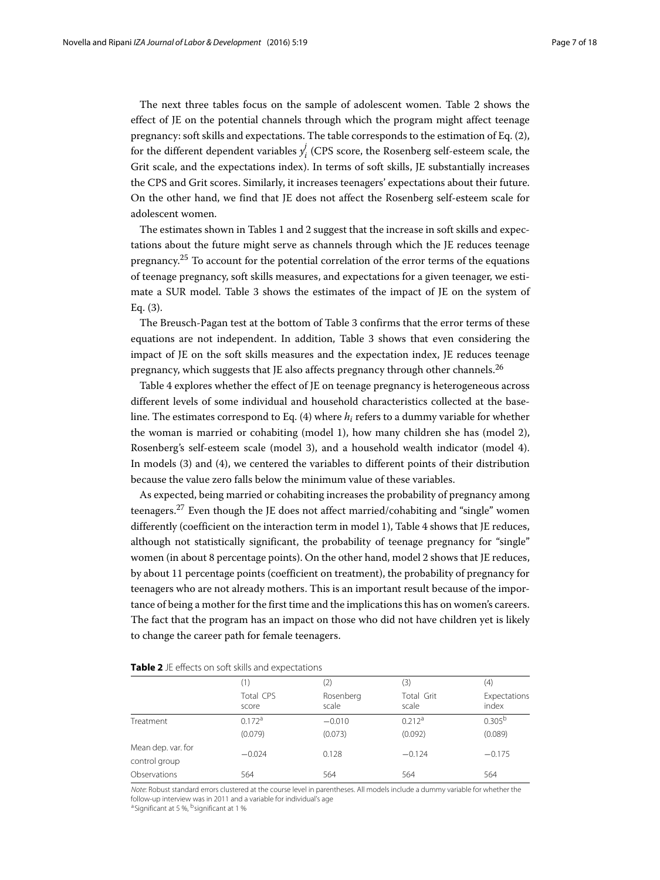The next three tables focus on the sample of adolescent women. Table 2 shows the effect of JE on the potential channels through which the program might affect teenage pregnancy: soft skills and expectations. The table corresponds to the estimation of Eq. (2), for the different dependent variables $y_i^j$ (CPS score, the Rosenberg self-esteem scale, the Grit scale, and the expectations index). In terms of soft skills, JE substantially increases the CPS and Grit scores. Similarly, it increases teenagers' expectations about their future. On the other hand, we find that JE does not affect the Rosenberg self-esteem scale for adolescent women.

The estimates shown in Tables 1 and 2 suggest that the increase in soft skills and expectations about the future might serve as channels through which the JE reduces teenage pregnancy.[25] To account for the potential correlation of the error terms of the equations of teenage pregnancy, soft skills measures, and expectations for a given teenager, we estimate a SUR model. Table 3 shows the estimates of the impact of JE on the system of Eq. (3).

The Breusch-Pagan test at the bottom of Table 3 confirms that the error terms of these equations are not independent. In addition, Table 3 shows that even considering the impact of JE on the soft skills measures and the expectation index, JE reduces teenage pregnancy, which suggests that JE also affects pregnancy through other channels.[26]

Table 4 explores whether the effect of JE on teenage pregnancy is heterogeneous across different levels of some individual and household characteristics collected at the baseline. The estimates correspond to Eq. (4) where $h_i$ refers to a dummy variable for whether the woman is married or cohabiting (model 1), how many children she has (model 2), Rosenberg's self-esteem scale (model 3), and a household wealth indicator (model 4). In models (3) and (4), we centered the variables to different points of their distribution because the value zero falls below the minimum value of these variables.

As expected, being married or cohabiting increases the probability of pregnancy among teenagers.[27] Even though the JE does not affect married/cohabiting and "single" women differently (coefficient on the interaction term in model 1), Table 4 shows that JE reduces, although not statistically significant, the probability of teenage pregnancy for "single" women (in about 8 percentage points). On the other hand, model 2 shows that JE reduces, by about 11 percentage points (coefficient on treatment), the probability of pregnancy for teenagers who are not already mothers. This is an important result because of the importance of being a mother for the first time and the implications this has on women's careers. The fact that the program has an impact on those who did not have children yet is likely to change the career path for female teenagers.

**Table 2** JE effects on soft skills and expectations

| | (1) | (2) | (3) | (4) |
|---|---|---|---|---|
| | Total CPS score | Rosenberg scale | Total Grit scale | Expectations index |
| Treatment | 0.172[a] | −0.010 | 0.212[a] | 0.305[b] |
| | (0.079) | (0.073) | (0.092) | (0.089) |
| Mean dep. var. for control group | −0.024 | 0.128 | −0.124 | −0.175 |
| Observations | 564 | 564 | 564 | 564 |

*Note*: Robust standard errors clustered at the course level in parentheses. All models include a dummy variable for whether the follow-up interview was in 2011 and a variable for individual's age

[a] Significant at 5 %, [b] significant at 1 %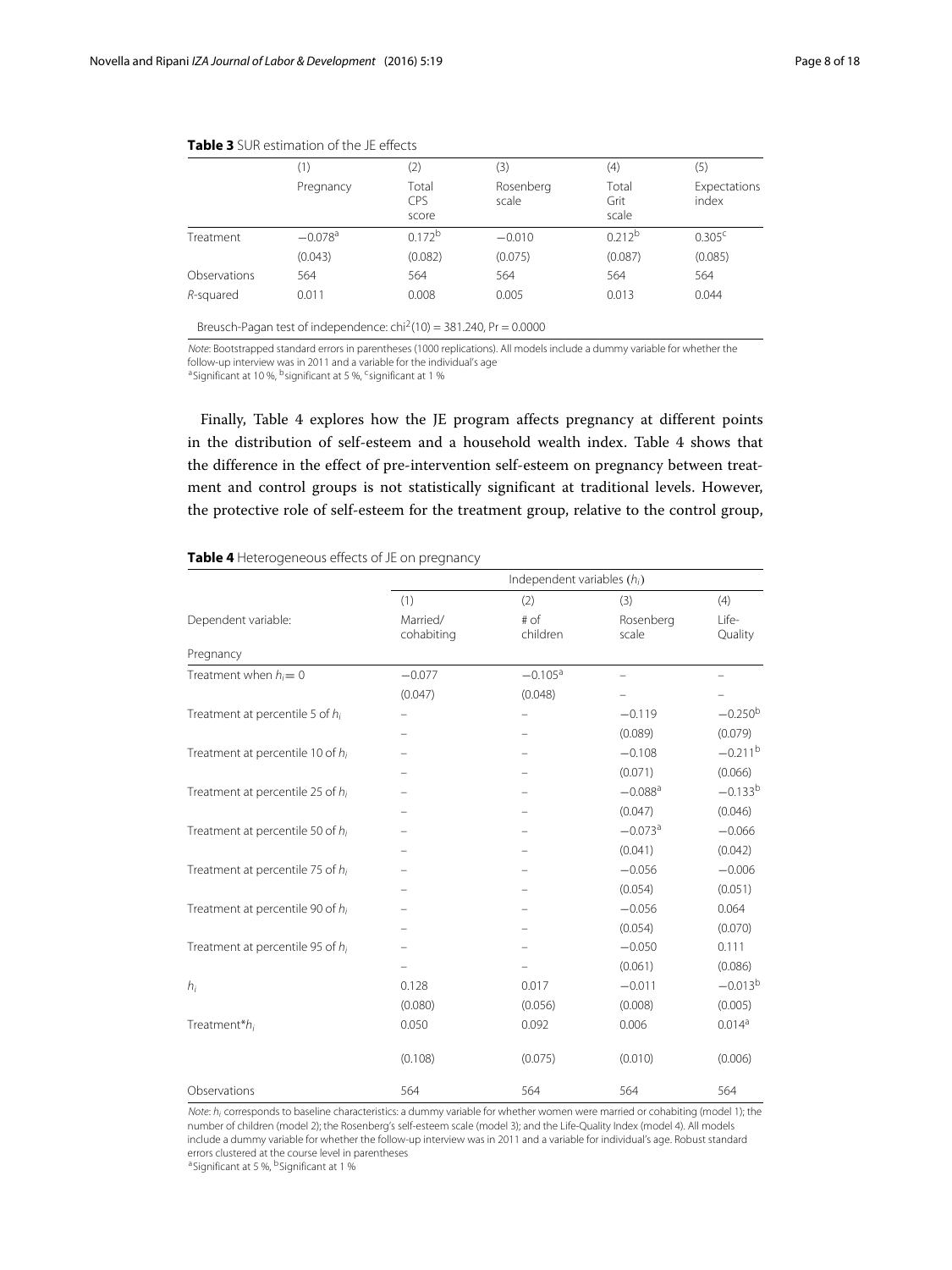**Table 3** SUR estimation of the JE effects

| | (1) | (2) | (3) | (4) | (5) |
|---|---|---|---|---|---|
| | Pregnancy | Total CPS score | Rosenberg scale | Total Grit scale | Expectations index |
| Treatment | −0.078[a] | 0.172[b] | −0.010 | 0.212[b] | 0.305[c] |
| | (0.043) | (0.082) | (0.075) | (0.087) | (0.085) |
| Observations | 564 | 564 | 564 | 564 | 564 |
| *R*-squared | 0.011 | 0.008 | 0.005 | 0.013 | 0.044 |

Breusch-Pagan test of independence: $chi^2(10) = 381.240$, Pr = 0.0000

*Note*: Bootstrapped standard errors in parentheses (1000 replications). All models include a dummy variable for whether the follow-up interview was in 2011 and a variable for the individual's age
[a]Significant at 10 %, [b]significant at 5 %, [c]significant at 1 %

Finally, Table 4 explores how the JE program affects pregnancy at different points in the distribution of self-esteem and a household wealth index. Table 4 shows that the difference in the effect of pre-intervention self-esteem on pregnancy between treatment and control groups is not statistically significant at traditional levels. However, the protective role of self-esteem for the treatment group, relative to the control group,

**Table 4** Heterogeneous effects of JE on pregnancy

| | Independent variables ($h_i$) | | | |
|---|---|---|---|---|
| | (1) | (2) | (3) | (4) |
| Dependent variable: | Married/ cohabiting | # of children | Rosenberg scale | Life-Quality |
| Pregnancy | | | | |
| Treatment when $h_i = 0$ | −0.077 | −0.105[a] | – | – |
| | (0.047) | (0.048) | – | – |
| Treatment at percentile 5 of $h_i$ | – | – | −0.119 | −0.250[b] |
| | – | – | (0.089) | (0.079) |
| Treatment at percentile 10 of $h_i$ | – | – | −0.108 | −0.211[b] |
| | – | – | (0.071) | (0.066) |
| Treatment at percentile 25 of $h_i$ | – | – | −0.088[a] | −0.133[b] |
| | – | – | (0.047) | (0.046) |
| Treatment at percentile 50 of $h_i$ | – | – | −0.073[a] | −0.066 |
| | – | – | (0.041) | (0.042) |
| Treatment at percentile 75 of $h_i$ | – | – | −0.056 | −0.006 |
| | – | – | (0.054) | (0.051) |
| Treatment at percentile 90 of $h_i$ | – | – | −0.056 | 0.064 |
| | – | – | (0.054) | (0.070) |
| Treatment at percentile 95 of $h_i$ | – | – | −0.050 | 0.111 |
| | – | – | (0.061) | (0.086) |
| $h_i$ | 0.128 | 0.017 | −0.011 | −0.013[b] |
| | (0.080) | (0.056) | (0.008) | (0.005) |
| Treatment*$h_i$ | 0.050 | 0.092 | 0.006 | 0.014[a] |
| | (0.108) | (0.075) | (0.010) | (0.006) |
| Observations | 564 | 564 | 564 | 564 |

*Note*: $h_i$ corresponds to baseline characteristics: a dummy variable for whether women were married or cohabiting (model 1); the number of children (model 2); the Rosenberg's self-esteem scale (model 3); and the Life-Quality Index (model 4). All models include a dummy variable for whether the follow-up interview was in 2011 and a variable for individual's age. Robust standard errors clustered at the course level in parentheses
[a]Significant at 5 %, [b]Significant at 1 %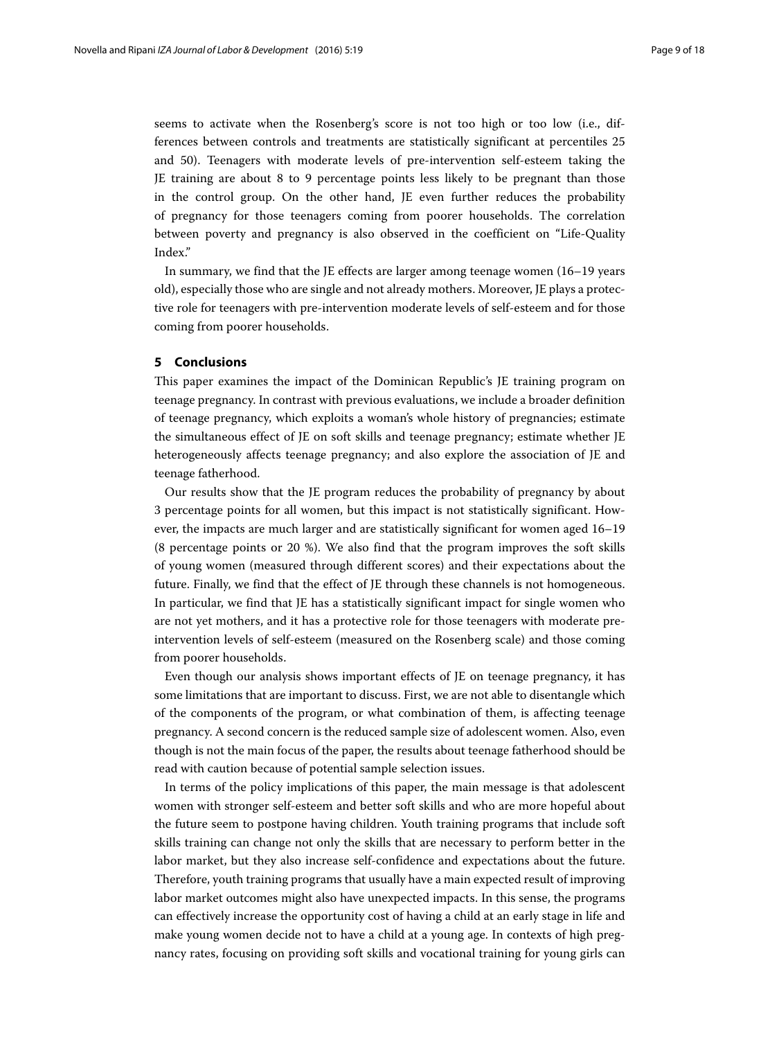seems to activate when the Rosenberg's score is not too high or too low (i.e., differences between controls and treatments are statistically significant at percentiles 25 and 50). Teenagers with moderate levels of pre-intervention self-esteem taking the JE training are about 8 to 9 percentage points less likely to be pregnant than those in the control group. On the other hand, JE even further reduces the probability of pregnancy for those teenagers coming from poorer households. The correlation between poverty and pregnancy is also observed in the coefficient on "Life-Quality Index."

In summary, we find that the JE effects are larger among teenage women (16–19 years old), especially those who are single and not already mothers. Moreover, JE plays a protective role for teenagers with pre-intervention moderate levels of self-esteem and for those coming from poorer households.

## 5 Conclusions

This paper examines the impact of the Dominican Republic's JE training program on teenage pregnancy. In contrast with previous evaluations, we include a broader definition of teenage pregnancy, which exploits a woman's whole history of pregnancies; estimate the simultaneous effect of JE on soft skills and teenage pregnancy; estimate whether JE heterogeneously affects teenage pregnancy; and also explore the association of JE and teenage fatherhood.

Our results show that the JE program reduces the probability of pregnancy by about 3 percentage points for all women, but this impact is not statistically significant. However, the impacts are much larger and are statistically significant for women aged 16–19 (8 percentage points or 20 %). We also find that the program improves the soft skills of young women (measured through different scores) and their expectations about the future. Finally, we find that the effect of JE through these channels is not homogeneous. In particular, we find that JE has a statistically significant impact for single women who are not yet mothers, and it has a protective role for those teenagers with moderate pre-intervention levels of self-esteem (measured on the Rosenberg scale) and those coming from poorer households.

Even though our analysis shows important effects of JE on teenage pregnancy, it has some limitations that are important to discuss. First, we are not able to disentangle which of the components of the program, or what combination of them, is affecting teenage pregnancy. A second concern is the reduced sample size of adolescent women. Also, even though is not the main focus of the paper, the results about teenage fatherhood should be read with caution because of potential sample selection issues.

In terms of the policy implications of this paper, the main message is that adolescent women with stronger self-esteem and better soft skills and who are more hopeful about the future seem to postpone having children. Youth training programs that include soft skills training can change not only the skills that are necessary to perform better in the labor market, but they also increase self-confidence and expectations about the future. Therefore, youth training programs that usually have a main expected result of improving labor market outcomes might also have unexpected impacts. In this sense, the programs can effectively increase the opportunity cost of having a child at an early stage in life and make young women decide not to have a child at a young age. In contexts of high pregnancy rates, focusing on providing soft skills and vocational training for young girls can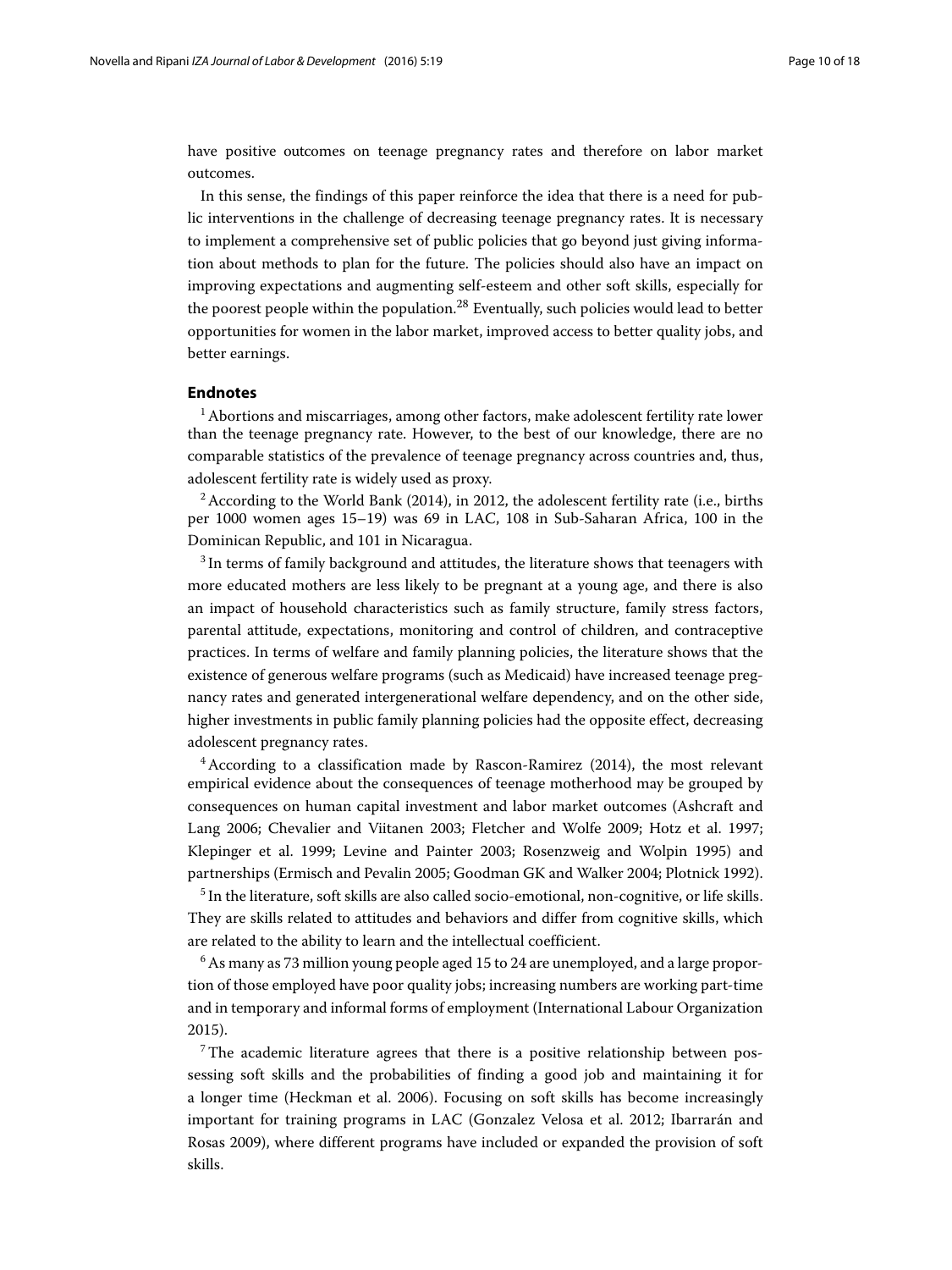have positive outcomes on teenage pregnancy rates and therefore on labor market outcomes.

In this sense, the findings of this paper reinforce the idea that there is a need for public interventions in the challenge of decreasing teenage pregnancy rates. It is necessary to implement a comprehensive set of public policies that go beyond just giving information about methods to plan for the future. The policies should also have an impact on improving expectations and augmenting self-esteem and other soft skills, especially for the poorest people within the population.[28] Eventually, such policies would lead to better opportunities for women in the labor market, improved access to better quality jobs, and better earnings.

## Endnotes

[1] Abortions and miscarriages, among other factors, make adolescent fertility rate lower than the teenage pregnancy rate. However, to the best of our knowledge, there are no comparable statistics of the prevalence of teenage pregnancy across countries and, thus, adolescent fertility rate is widely used as proxy.

[2] According to the World Bank (2014), in 2012, the adolescent fertility rate (i.e., births per 1000 women ages 15–19) was 69 in LAC, 108 in Sub-Saharan Africa, 100 in the Dominican Republic, and 101 in Nicaragua.

[3] In terms of family background and attitudes, the literature shows that teenagers with more educated mothers are less likely to be pregnant at a young age, and there is also an impact of household characteristics such as family structure, family stress factors, parental attitude, expectations, monitoring and control of children, and contraceptive practices. In terms of welfare and family planning policies, the literature shows that the existence of generous welfare programs (such as Medicaid) have increased teenage pregnancy rates and generated intergenerational welfare dependency, and on the other side, higher investments in public family planning policies had the opposite effect, decreasing adolescent pregnancy rates.

[4] According to a classification made by Rascon-Ramirez (2014), the most relevant empirical evidence about the consequences of teenage motherhood may be grouped by consequences on human capital investment and labor market outcomes (Ashcraft and Lang 2006; Chevalier and Viitanen 2003; Fletcher and Wolfe 2009; Hotz et al. 1997; Klepinger et al. 1999; Levine and Painter 2003; Rosenzweig and Wolpin 1995) and partnerships (Ermisch and Pevalin 2005; Goodman GK and Walker 2004; Plotnick 1992).

[5] In the literature, soft skills are also called socio-emotional, non-cognitive, or life skills. They are skills related to attitudes and behaviors and differ from cognitive skills, which are related to the ability to learn and the intellectual coefficient.

[6] As many as 73 million young people aged 15 to 24 are unemployed, and a large proportion of those employed have poor quality jobs; increasing numbers are working part-time and in temporary and informal forms of employment (International Labour Organization 2015).

[7] The academic literature agrees that there is a positive relationship between possessing soft skills and the probabilities of finding a good job and maintaining it for a longer time (Heckman et al. 2006). Focusing on soft skills has become increasingly important for training programs in LAC (Gonzalez Velosa et al. 2012; Ibarrarán and Rosas 2009), where different programs have included or expanded the provision of soft skills.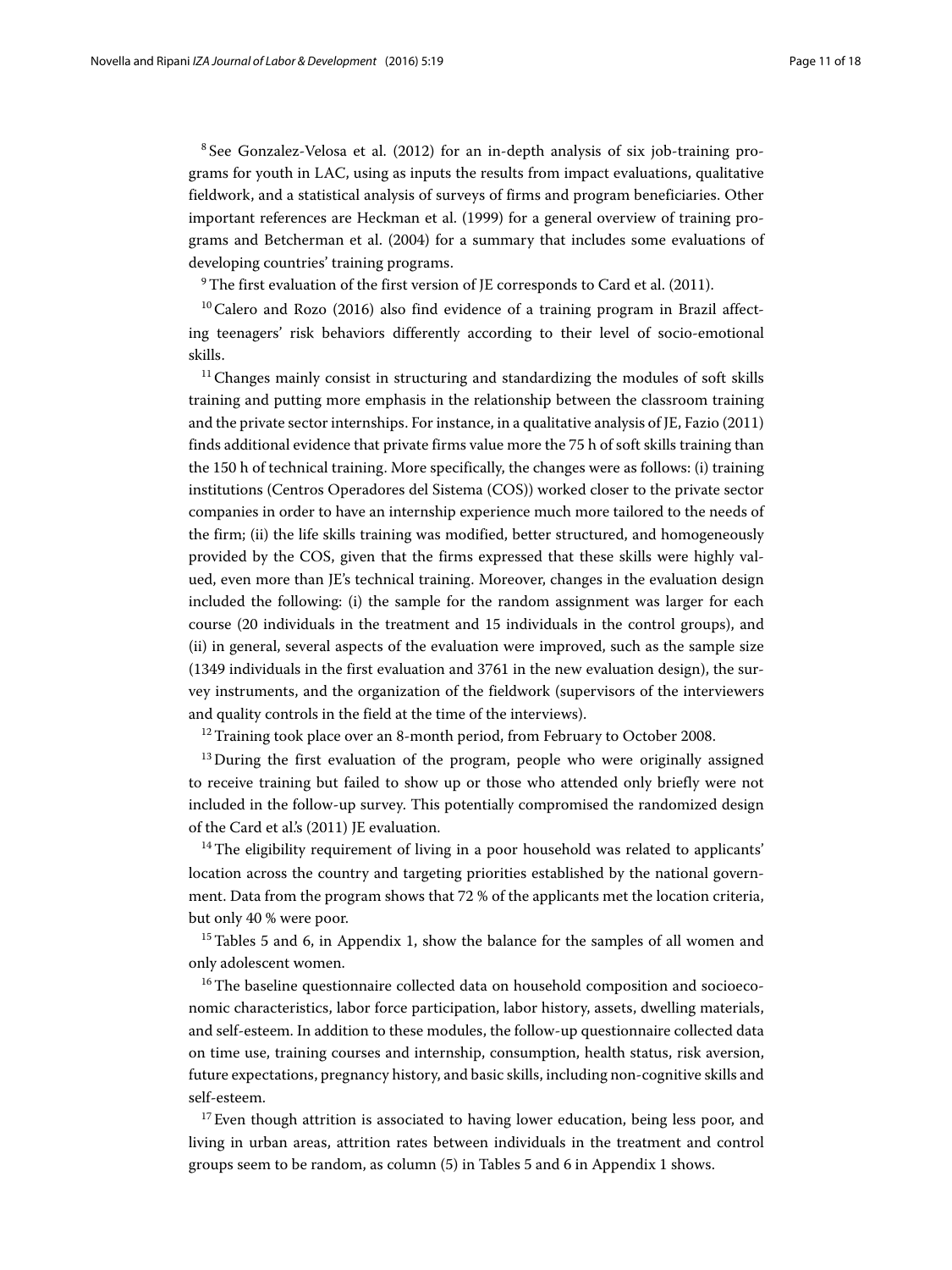[8] See Gonzalez-Velosa et al. (2012) for an in-depth analysis of six job-training programs for youth in LAC, using as inputs the results from impact evaluations, qualitative fieldwork, and a statistical analysis of surveys of firms and program beneficiaries. Other important references are Heckman et al. (1999) for a general overview of training programs and Betcherman et al. (2004) for a summary that includes some evaluations of developing countries' training programs.

[9] The first evaluation of the first version of JE corresponds to Card et al. (2011).

[10] Calero and Rozo (2016) also find evidence of a training program in Brazil affecting teenagers' risk behaviors differently according to their level of socio-emotional skills.

[11] Changes mainly consist in structuring and standardizing the modules of soft skills training and putting more emphasis in the relationship between the classroom training and the private sector internships. For instance, in a qualitative analysis of JE, Fazio (2011) finds additional evidence that private firms value more the 75 h of soft skills training than the 150 h of technical training. More specifically, the changes were as follows: (i) training institutions (Centros Operadores del Sistema (COS)) worked closer to the private sector companies in order to have an internship experience much more tailored to the needs of the firm; (ii) the life skills training was modified, better structured, and homogeneously provided by the COS, given that the firms expressed that these skills were highly valued, even more than JE's technical training. Moreover, changes in the evaluation design included the following: (i) the sample for the random assignment was larger for each course (20 individuals in the treatment and 15 individuals in the control groups), and (ii) in general, several aspects of the evaluation were improved, such as the sample size (1349 individuals in the first evaluation and 3761 in the new evaluation design), the survey instruments, and the organization of the fieldwork (supervisors of the interviewers and quality controls in the field at the time of the interviews).

[12] Training took place over an 8-month period, from February to October 2008.

[13] During the first evaluation of the program, people who were originally assigned to receive training but failed to show up or those who attended only briefly were not included in the follow-up survey. This potentially compromised the randomized design of the Card et al.'s (2011) JE evaluation.

[14] The eligibility requirement of living in a poor household was related to applicants' location across the country and targeting priorities established by the national government. Data from the program shows that 72 % of the applicants met the location criteria, but only 40 % were poor.

[15] Tables 5 and 6, in Appendix 1, show the balance for the samples of all women and only adolescent women.

[16] The baseline questionnaire collected data on household composition and socioeconomic characteristics, labor force participation, labor history, assets, dwelling materials, and self-esteem. In addition to these modules, the follow-up questionnaire collected data on time use, training courses and internship, consumption, health status, risk aversion, future expectations, pregnancy history, and basic skills, including non-cognitive skills and self-esteem.

[17] Even though attrition is associated to having lower education, being less poor, and living in urban areas, attrition rates between individuals in the treatment and control groups seem to be random, as column (5) in Tables 5 and 6 in Appendix 1 shows.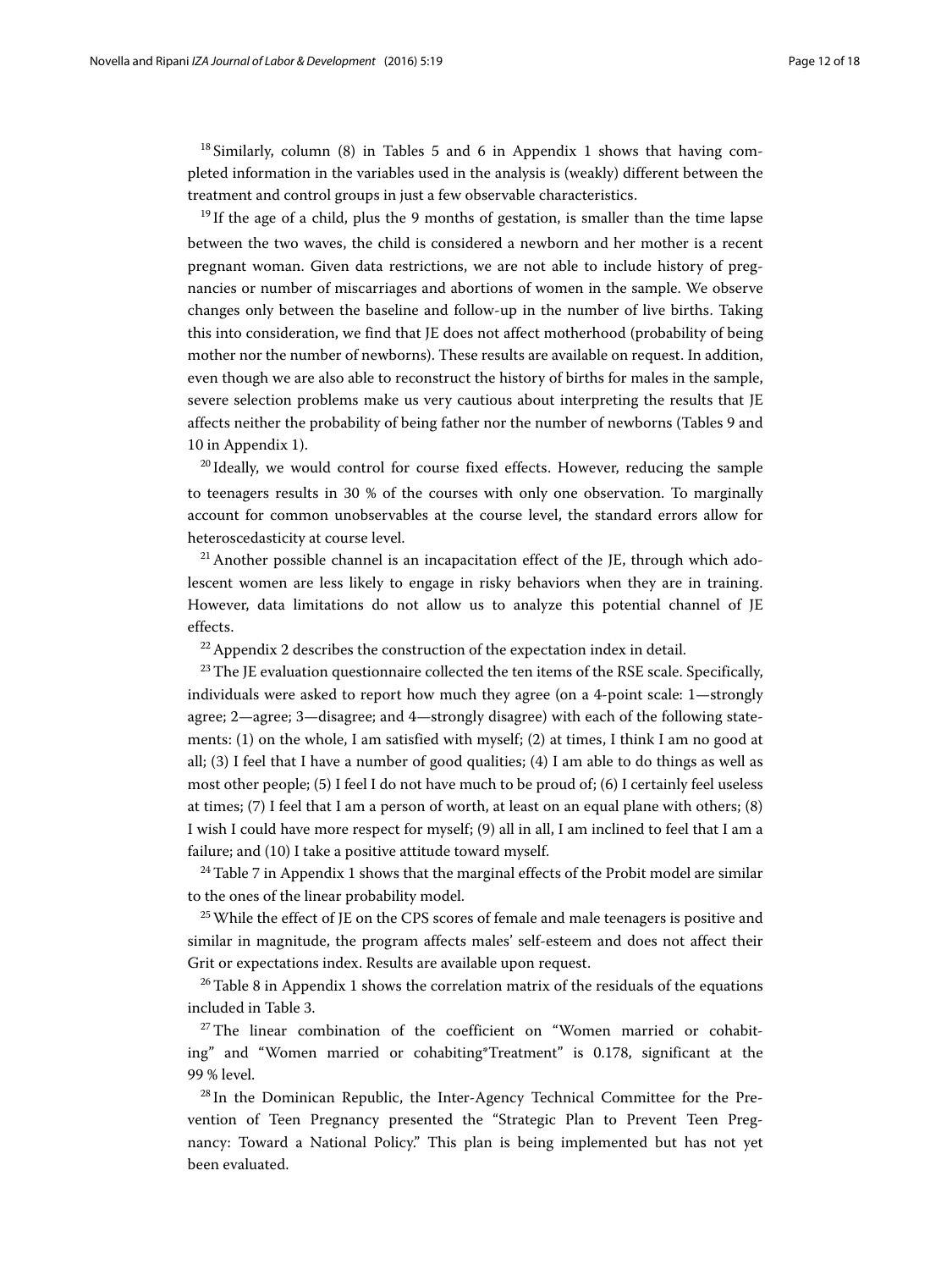[18] Similarly, column (8) in Tables 5 and 6 in Appendix 1 shows that having completed information in the variables used in the analysis is (weakly) different between the treatment and control groups in just a few observable characteristics.

[19] If the age of a child, plus the 9 months of gestation, is smaller than the time lapse between the two waves, the child is considered a newborn and her mother is a recent pregnant woman. Given data restrictions, we are not able to include history of pregnancies or number of miscarriages and abortions of women in the sample. We observe changes only between the baseline and follow-up in the number of live births. Taking this into consideration, we find that JE does not affect motherhood (probability of being mother nor the number of newborns). These results are available on request. In addition, even though we are also able to reconstruct the history of births for males in the sample, severe selection problems make us very cautious about interpreting the results that JE affects neither the probability of being father nor the number of newborns (Tables 9 and 10 in Appendix 1).

[20] Ideally, we would control for course fixed effects. However, reducing the sample to teenagers results in 30 % of the courses with only one observation. To marginally account for common unobservables at the course level, the standard errors allow for heteroscedasticity at course level.

[21] Another possible channel is an incapacitation effect of the JE, through which adolescent women are less likely to engage in risky behaviors when they are in training. However, data limitations do not allow us to analyze this potential channel of JE effects.

[22] Appendix 2 describes the construction of the expectation index in detail.

[23] The JE evaluation questionnaire collected the ten items of the RSE scale. Specifically, individuals were asked to report how much they agree (on a 4-point scale: 1—strongly agree; 2—agree; 3—disagree; and 4—strongly disagree) with each of the following statements: (1) on the whole, I am satisfied with myself; (2) at times, I think I am no good at all; (3) I feel that I have a number of good qualities; (4) I am able to do things as well as most other people; (5) I feel I do not have much to be proud of; (6) I certainly feel useless at times; (7) I feel that I am a person of worth, at least on an equal plane with others; (8) I wish I could have more respect for myself; (9) all in all, I am inclined to feel that I am a failure; and (10) I take a positive attitude toward myself.

[24] Table 7 in Appendix 1 shows that the marginal effects of the Probit model are similar to the ones of the linear probability model.

[25] While the effect of JE on the CPS scores of female and male teenagers is positive and similar in magnitude, the program affects males' self-esteem and does not affect their Grit or expectations index. Results are available upon request.

[26] Table 8 in Appendix 1 shows the correlation matrix of the residuals of the equations included in Table 3.

[27] The linear combination of the coefficient on "Women married or cohabiting" and "Women married or cohabiting*Treatment" is 0.178, significant at the 99 % level.

[28] In the Dominican Republic, the Inter-Agency Technical Committee for the Prevention of Teen Pregnancy presented the "Strategic Plan to Prevent Teen Pregnancy: Toward a National Policy." This plan is being implemented but has not yet been evaluated.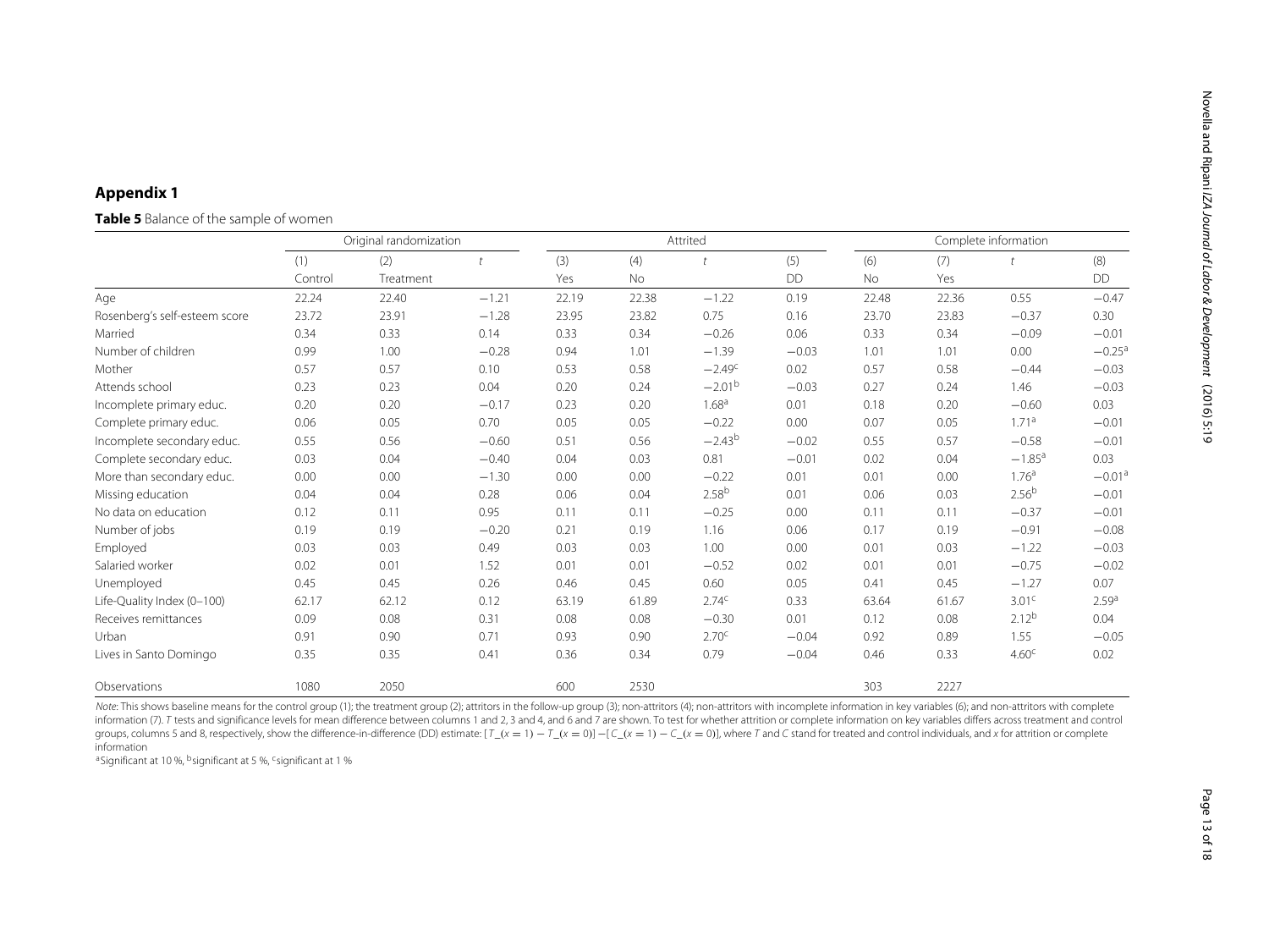## Appendix 1

**Table 5** Balance of the sample of women

| | Original randomization | | | Attrited | | | | Complete information | | | |
|---|---|---|---|---|---|---|---|---|---|---|---|
| | (1) | (2) | *t* | (3) | (4) | *t* | (5) | (6) | (7) | *t* | (8) |
| | Control | Treatment | | Yes | No | | DD | No | Yes | | DD |
| Age | 22.24 | 22.40 | −1.21 | 22.19 | 22.38 | −1.22 | 0.19 | 22.48 | 22.36 | 0.55 | −0.47 |
| Rosenberg's self-esteem score | 23.72 | 23.91 | −1.28 | 23.95 | 23.82 | 0.75 | 0.16 | 23.70 | 23.83 | −0.37 | 0.30 |
| Married | 0.34 | 0.33 | 0.14 | 0.33 | 0.34 | −0.26 | 0.06 | 0.33 | 0.34 | −0.09 | −0.01 |
| Number of children | 0.99 | 1.00 | −0.28 | 0.94 | 1.01 | −1.39 | −0.03 | 1.01 | 1.01 | 0.00 | −0.25[a] |
| Mother | 0.57 | 0.57 | 0.10 | 0.53 | 0.58 | −2.49[c] | 0.02 | 0.57 | 0.58 | −0.44 | −0.03 |
| Attends school | 0.23 | 0.23 | 0.04 | 0.20 | 0.24 | −2.01[b] | −0.03 | 0.27 | 0.24 | 1.46 | −0.03 |
| Incomplete primary educ. | 0.20 | 0.20 | −0.17 | 0.23 | 0.20 | 1.68[a] | 0.01 | 0.18 | 0.20 | −0.60 | 0.03 |
| Complete primary educ. | 0.06 | 0.05 | 0.70 | 0.05 | 0.05 | −0.22 | 0.00 | 0.07 | 0.05 | 1.71[a] | −0.01 |
| Incomplete secondary educ. | 0.55 | 0.56 | −0.60 | 0.51 | 0.56 | −2.43[b] | −0.02 | 0.55 | 0.57 | −0.58 | −0.01 |
| Complete secondary educ. | 0.03 | 0.04 | −0.40 | 0.04 | 0.03 | 0.81 | −0.01 | 0.02 | 0.04 | −1.85[a] | 0.03 |
| More than secondary educ. | 0.00 | 0.00 | −1.30 | 0.00 | 0.00 | −0.22 | 0.01 | 0.01 | 0.00 | 1.76[a] | −0.01[a] |
| Missing education | 0.04 | 0.04 | 0.28 | 0.06 | 0.04 | 2.58[b] | 0.01 | 0.06 | 0.03 | 2.56[b] | −0.01 |
| No data on education | 0.12 | 0.11 | 0.95 | 0.11 | 0.11 | −0.25 | 0.00 | 0.11 | 0.11 | −0.37 | −0.01 |
| Number of jobs | 0.19 | 0.19 | −0.20 | 0.21 | 0.19 | 1.16 | 0.06 | 0.17 | 0.19 | −0.91 | −0.08 |
| Employed | 0.03 | 0.03 | 0.49 | 0.03 | 0.03 | 1.00 | 0.00 | 0.01 | 0.03 | −1.22 | −0.03 |
| Salaried worker | 0.02 | 0.01 | 1.52 | 0.01 | 0.01 | −0.52 | 0.02 | 0.01 | 0.01 | −0.75 | −0.02 |
| Unemployed | 0.45 | 0.45 | 0.26 | 0.46 | 0.45 | 0.60 | 0.05 | 0.41 | 0.45 | −1.27 | 0.07 |
| Life-Quality Index (0–100) | 62.17 | 62.12 | 0.12 | 63.19 | 61.89 | 2.74[c] | 0.33 | 63.64 | 61.67 | 3.01[c] | 2.59[a] |
| Receives remittances | 0.09 | 0.08 | 0.31 | 0.08 | 0.08 | −0.30 | 0.01 | 0.12 | 0.08 | 2.12[b] | 0.04 |
| Urban | 0.91 | 0.90 | 0.71 | 0.93 | 0.90 | 2.70[c] | −0.04 | 0.92 | 0.89 | 1.55 | −0.05 |
| Lives in Santo Domingo | 0.35 | 0.35 | 0.41 | 0.36 | 0.34 | 0.79 | −0.04 | 0.46 | 0.33 | 4.60[c] | 0.02 |
| Observations | 1080 | 2050 | | 600 | 2530 | | | 303 | 2227 | | |

*Note*: This shows baseline means for the control group (1); the treatment group (2); attritors in the follow-up group (3); non-attritors (4); non-attritors with incomplete information in key variables (6); and non-attritors with complete information (7). *T* tests and significance levels for mean difference between columns 1 and 2, 3 and 4, and 6 and 7 are shown. To test for whether attrition or complete information on key variables differs across treatment and control groups, columns 5 and 8, respectively, show the difference-in-difference (DD) estimate: $[T\_(x=1) - T\_(x=0)] - [C\_(x=1) - C\_(x=0)]$, where *T* and *C* stand for treated and control individuals, and *x* for attrition or complete information

[a]Significant at 10 %, [b]significant at 5 %, [c]significant at 1 %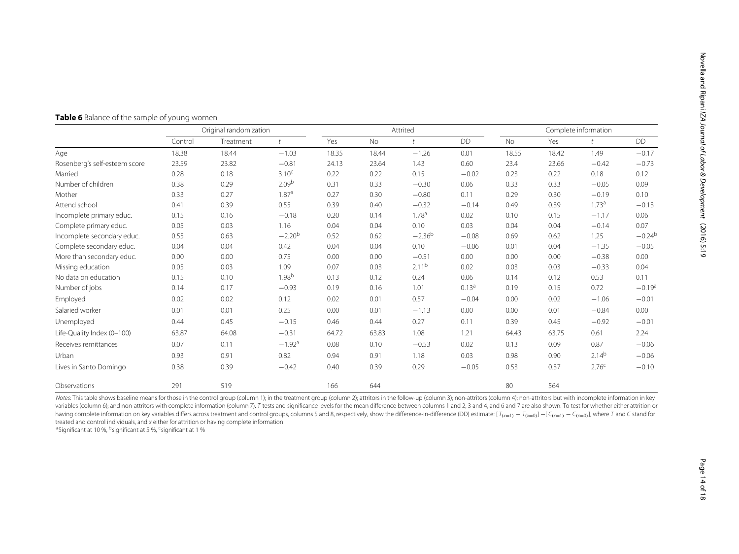**Table 6** Balance of the sample of young women

| | Original randomization | | | Attrited | | | | Complete information | | | |
|---|---|---|---|---|---|---|---|---|---|---|---|
| | Control | Treatment | $t$ | Yes | No | $t$ | DD | No | Yes | $t$ | DD |
| Age | 18.38 | 18.44 | −1.03 | 18.35 | 18.44 | −1.26 | 0.01 | 18.55 | 18.42 | 1.49 | −0.17 |
| Rosenberg's self-esteem score | 23.59 | 23.82 | −0.81 | 24.13 | 23.64 | 1.43 | 0.60 | 23.4 | 23.66 | −0.42 | −0.73 |
| Married | 0.28 | 0.18 | 3.10[c] | 0.22 | 0.22 | 0.15 | −0.02 | 0.23 | 0.22 | 0.18 | 0.12 |
| Number of children | 0.38 | 0.29 | 2.09[b] | 0.31 | 0.33 | −0.30 | 0.06 | 0.33 | 0.33 | −0.05 | 0.09 |
| Mother | 0.33 | 0.27 | 1.87[a] | 0.27 | 0.30 | −0.80 | 0.11 | 0.29 | 0.30 | −0.19 | 0.10 |
| Attend school | 0.41 | 0.39 | 0.55 | 0.39 | 0.40 | −0.32 | −0.14 | 0.49 | 0.39 | 1.73[a] | −0.13 |
| Incomplete primary educ. | 0.15 | 0.16 | −0.18 | 0.20 | 0.14 | 1.78[a] | 0.02 | 0.10 | 0.15 | −1.17 | 0.06 |
| Complete primary educ. | 0.05 | 0.03 | 1.16 | 0.04 | 0.04 | 0.10 | 0.03 | 0.04 | 0.04 | −0.14 | 0.07 |
| Incomplete secondary educ. | 0.55 | 0.63 | −2.20[b] | 0.52 | 0.62 | −2.36[b] | −0.08 | 0.69 | 0.62 | 1.25 | −0.24[b] |
| Complete secondary educ. | 0.04 | 0.04 | 0.42 | 0.04 | 0.04 | 0.10 | −0.06 | 0.01 | 0.04 | −1.35 | −0.05 |
| More than secondary educ. | 0.00 | 0.00 | 0.75 | 0.00 | 0.00 | −0.51 | 0.00 | 0.00 | 0.00 | −0.38 | 0.00 |
| Missing education | 0.05 | 0.03 | 1.09 | 0.07 | 0.03 | 2.11[b] | 0.02 | 0.03 | 0.03 | −0.33 | 0.04 |
| No data on education | 0.15 | 0.10 | 1.98[b] | 0.13 | 0.12 | 0.24 | 0.06 | 0.14 | 0.12 | 0.53 | 0.11 |
| Number of jobs | 0.14 | 0.17 | −0.93 | 0.19 | 0.16 | 1.01 | 0.13[a] | 0.19 | 0.15 | 0.72 | −0.19[a] |
| Employed | 0.02 | 0.02 | 0.12 | 0.02 | 0.01 | 0.57 | −0.04 | 0.00 | 0.02 | −1.06 | −0.01 |
| Salaried worker | 0.01 | 0.01 | 0.25 | 0.00 | 0.01 | −1.13 | 0.00 | 0.00 | 0.01 | −0.84 | 0.00 |
| Unemployed | 0.44 | 0.45 | −0.15 | 0.46 | 0.44 | 0.27 | 0.11 | 0.39 | 0.45 | −0.92 | −0.01 |
| Life-Quality Index (0–100) | 63.87 | 64.08 | −0.31 | 64.72 | 63.83 | 1.08 | 1.21 | 64.43 | 63.75 | 0.61 | 2.24 |
| Receives remittances | 0.07 | 0.11 | −1.92[a] | 0.08 | 0.10 | −0.53 | 0.02 | 0.13 | 0.09 | 0.87 | −0.06 |
| Urban | 0.93 | 0.91 | 0.82 | 0.94 | 0.91 | 1.18 | 0.03 | 0.98 | 0.90 | 2.14[b] | −0.06 |
| Lives in Santo Domingo | 0.38 | 0.39 | −0.42 | 0.40 | 0.39 | 0.29 | −0.05 | 0.53 | 0.37 | 2.76[c] | −0.10 |
| Observations | 291 | 519 | | 166 | 644 | | | 80 | 564 | | |

*Notes*: This table shows baseline means for those in the control group (column 1); in the treatment group (column 2); attritors in the follow-up (column 3); non-attritors (column 4); non-attritors but with incomplete information in key variables (column 6); and non-attritors with complete information (column 7). *T* tests and significance levels for the mean difference between columns 1 and 2, 3 and 4, and 6 and 7 are also shown. To test for whether either attrition or having complete information on key variables differs across treatment and control groups, columns 5 and 8, respectively, show the difference-in-difference (DD) estimate: $[T_{(x=1)} - T_{(x=0)}] - [C_{(x=1)} - C_{(x=0)}]$, where $T$ and $C$ stand for treated and control individuals, and $x$ either for attrition or having complete information

[a]Significant at 10 %, [b]significant at 5 %, [c]significant at 1 %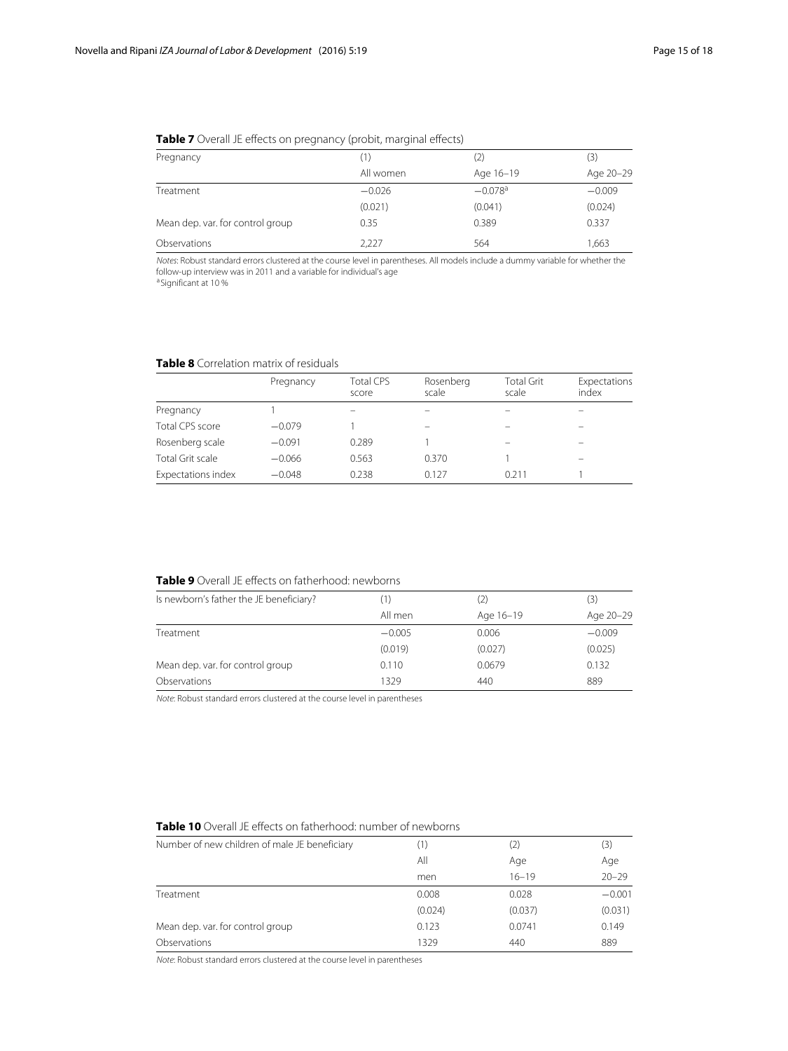**Table 7** Overall JE effects on pregnancy (probit, marginal effects)

| Pregnancy | (1) | (2) | (3) |
|---|---|---|---|
| | All women | Age 16–19 | Age 20–29 |
| Treatment | −0.026 | −0.078[a] | −0.009 |
| | (0.021) | (0.041) | (0.024) |
| Mean dep. var. for control group | 0.35 | 0.389 | 0.337 |
| Observations | 2,227 | 564 | 1,663 |

*Notes*: Robust standard errors clustered at the course level in parentheses. All models include a dummy variable for whether the follow-up interview was in 2011 and a variable for individual's age

[a]Significant at 10 %

**Table 8** Correlation matrix of residuals

| | Pregnancy | Total CPS score | Rosenberg scale | Total Grit scale | Expectations index |
|---|---|---|---|---|---|
| Pregnancy | 1 | – | – | – | – |
| Total CPS score | −0.079 | 1 | – | – | – |
| Rosenberg scale | −0.091 | 0.289 | 1 | – | – |
| Total Grit scale | −0.066 | 0.563 | 0.370 | 1 | – |
| Expectations index | −0.048 | 0.238 | 0.127 | 0.211 | 1 |

**Table 9** Overall JE effects on fatherhood: newborns

| Is newborn's father the JE beneficiary? | (1) | (2) | (3) |
|---|---|---|---|
| | All men | Age 16–19 | Age 20–29 |
| Treatment | −0.005 | 0.006 | −0.009 |
| | (0.019) | (0.027) | (0.025) |
| Mean dep. var. for control group | 0.110 | 0.0679 | 0.132 |
| Observations | 1329 | 440 | 889 |

*Note*: Robust standard errors clustered at the course level in parentheses

**Table 10** Overall JE effects on fatherhood: number of newborns

| Number of new children of male JE beneficiary | (1) | (2) | (3) |
|---|---|---|---|
| | All men | Age 16–19 | Age 20–29 |
| Treatment | 0.008 | 0.028 | −0.001 |
| | (0.024) | (0.037) | (0.031) |
| Mean dep. var. for control group | 0.123 | 0.0741 | 0.149 |
| Observations | 1329 | 440 | 889 |

*Note*: Robust standard errors clustered at the course level in parentheses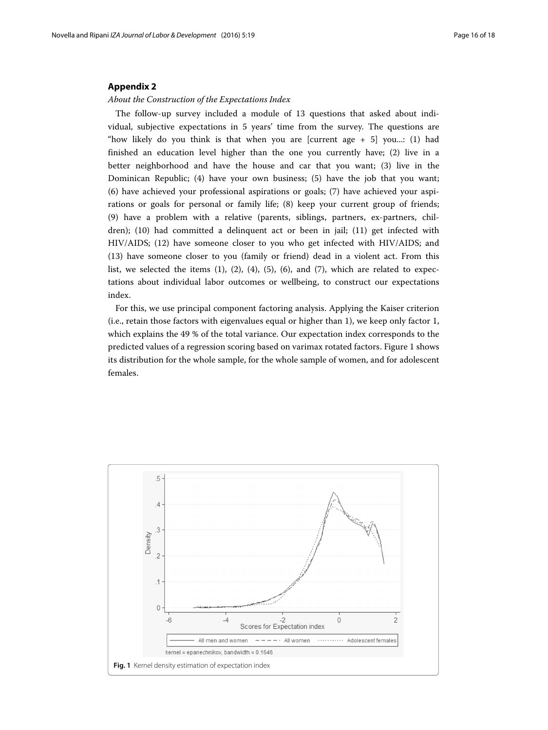## Appendix 2

*About the Construction of the Expectations Index*

The follow-up survey included a module of 13 questions that asked about individual, subjective expectations in 5 years' time from the survey. The questions are "how likely do you think is that when you are [current age + 5] you...: (1) had finished an education level higher than the one you currently have; (2) live in a better neighborhood and have the house and car that you want; (3) live in the Dominican Republic; (4) have your own business; (5) have the job that you want; (6) have achieved your professional aspirations or goals; (7) have achieved your aspirations or goals for personal or family life; (8) keep your current group of friends; (9) have a problem with a relative (parents, siblings, partners, ex-partners, children); (10) had committed a delinquent act or been in jail; (11) get infected with HIV/AIDS; (12) have someone closer to you who get infected with HIV/AIDS; and (13) have someone closer to you (family or friend) dead in a violent act. From this list, we selected the items (1), (2), (4), (5), (6), and (7), which are related to expectations about individual labor outcomes or wellbeing, to construct our expectations index.

For this, we use principal component factoring analysis. Applying the Kaiser criterion (i.e., retain those factors with eigenvalues equal or higher than 1), we keep only factor 1, which explains the 49 % of the total variance. Our expectation index corresponds to the predicted values of a regression scoring based on varimax rotated factors. Figure 1 shows its distribution for the whole sample, for the whole sample of women, and for adolescent females.

**Fig. 1** Kernel density estimation of expectation index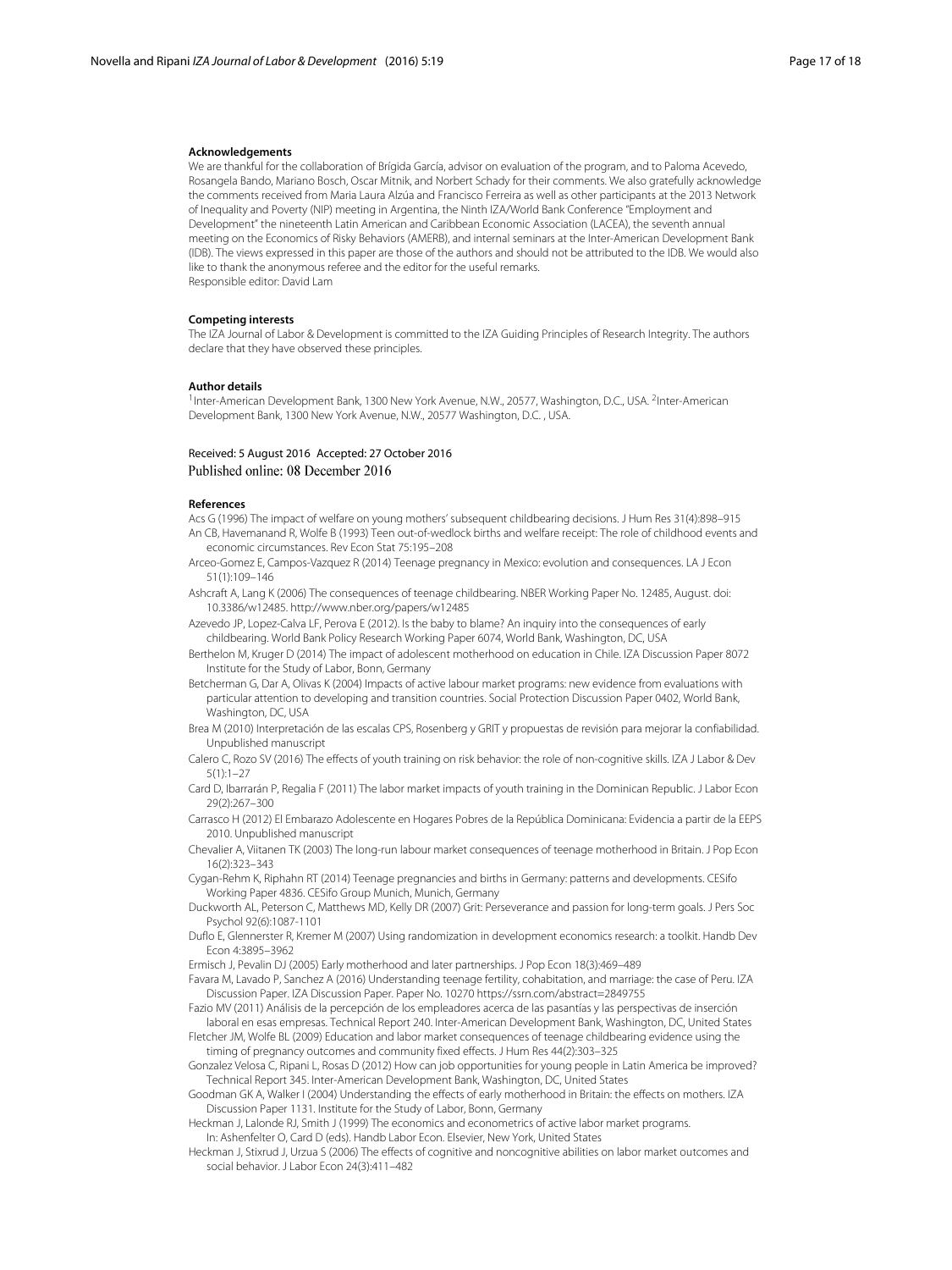### Acknowledgements

We are thankful for the collaboration of Brígida García, advisor on evaluation of the program, and to Paloma Acevedo, Rosangela Bando, Mariano Bosch, Oscar Mitnik, and Norbert Schady for their comments. We also gratefully acknowledge the comments received from Maria Laura Alzúa and Francisco Ferreira as well as other participants at the 2013 Network of Inequality and Poverty (NIP) meeting in Argentina, the Ninth IZA/World Bank Conference "Employment and Development" the nineteenth Latin American and Caribbean Economic Association (LACEA), the seventh annual meeting on the Economics of Risky Behaviors (AMERB), and internal seminars at the Inter-American Development Bank (IDB). The views expressed in this paper are those of the authors and should not be attributed to the IDB. We would also like to thank the anonymous referee and the editor for the useful remarks.

Responsible editor: David Lam

### Competing interests

The IZA Journal of Labor & Development is committed to the IZA Guiding Principles of Research Integrity. The authors declare that they have observed these principles.

### Author details

[1]Inter-American Development Bank, 1300 New York Avenue, N.W., 20577, Washington, D.C., USA. [2]Inter-American Development Bank, 1300 New York Avenue, N.W., 20577 Washington, D.C. , USA.

Received: 5 August 2016 Accepted: 27 October 2016
Published online: 08 December 2016

### References

Acs G (1996) The impact of welfare on young mothers' subsequent childbearing decisions. J Hum Res 31(4):898–915

An CB, Havemanand R, Wolfe B (1993) Teen out-of-wedlock births and welfare receipt: The role of childhood events and economic circumstances. Rev Econ Stat 75:195–208

Arceo-Gomez E, Campos-Vazquez R (2014) Teenage pregnancy in Mexico: evolution and consequences. LA J Econ 51(1):109–146

Ashcraft A, Lang K (2006) The consequences of teenage childbearing. NBER Working Paper No. 12485, August. doi: 10.3386/w12485. http://www.nber.org/papers/w12485

Azevedo JP, Lopez-Calva LF, Perova E (2012). Is the baby to blame? An inquiry into the consequences of early childbearing. World Bank Policy Research Working Paper 6074, World Bank, Washington, DC, USA

Berthelon M, Kruger D (2014) The impact of adolescent motherhood on education in Chile. IZA Discussion Paper 8072 Institute for the Study of Labor, Bonn, Germany

Betcherman G, Dar A, Olivas K (2004) Impacts of active labour market programs: new evidence from evaluations with particular attention to developing and transition countries. Social Protection Discussion Paper 0402, World Bank, Washington, DC, USA

Brea M (2010) Interpretación de las escalas CPS, Rosenberg y GRIT y propuestas de revisión para mejorar la confiabilidad. Unpublished manuscript

Calero C, Rozo SV (2016) The effects of youth training on risk behavior: the role of non-cognitive skills. IZA J Labor & Dev 5(1):1–27

Card D, Ibarrarán P, Regalia F (2011) The labor market impacts of youth training in the Dominican Republic. J Labor Econ 29(2):267–300

Carrasco H (2012) El Embarazo Adolescente en Hogares Pobres de la República Dominicana: Evidencia a partir de la EEPS 2010. Unpublished manuscript

Chevalier A, Viitanen TK (2003) The long-run labour market consequences of teenage motherhood in Britain. J Pop Econ 16(2):323–343

Cygan-Rehm K, Riphahn RT (2014) Teenage pregnancies and births in Germany: patterns and developments. CESifo Working Paper 4836. CESifo Group Munich, Munich, Germany

Duckworth AL, Peterson C, Matthews MD, Kelly DR (2007) Grit: Perseverance and passion for long-term goals. J Pers Soc Psychol 92(6):1087-1101

Duflo E, Glennerster R, Kremer M (2007) Using randomization in development economics research: a toolkit. Handb Dev Econ 4:3895–3962

Ermisch J, Pevalin DJ (2005) Early motherhood and later partnerships. J Pop Econ 18(3):469–489

Favara M, Lavado P, Sanchez A (2016) Understanding teenage fertility, cohabitation, and marriage: the case of Peru. IZA Discussion Paper. IZA Discussion Paper. Paper No. 10270 https://ssrn.com/abstract=2849755

Fazio MV (2011) Análisis de la percepción de los empleadores acerca de las pasantías y las perspectivas de inserción laboral en esas empresas. Technical Report 240. Inter-American Development Bank, Washington, DC, United States

Fletcher JM, Wolfe BL (2009) Education and labor market consequences of teenage childbearing evidence using the timing of pregnancy outcomes and community fixed effects. J Hum Res 44(2):303–325

Gonzalez Velosa C, Ripani L, Rosas D (2012) How can job opportunities for young people in Latin America be improved? Technical Report 345. Inter-American Development Bank, Washington, DC, United States

Goodman GK A, Walker I (2004) Understanding the effects of early motherhood in Britain: the effects on mothers. IZA Discussion Paper 1131. Institute for the Study of Labor, Bonn, Germany

Heckman J, Lalonde RJ, Smith J (1999) The economics and econometrics of active labor market programs. In: Ashenfelter O, Card D (eds). Handb Labor Econ. Elsevier, New York, United States

Heckman J, Stixrud J, Urzua S (2006) The effects of cognitive and noncognitive abilities on labor market outcomes and social behavior. J Labor Econ 24(3):411–482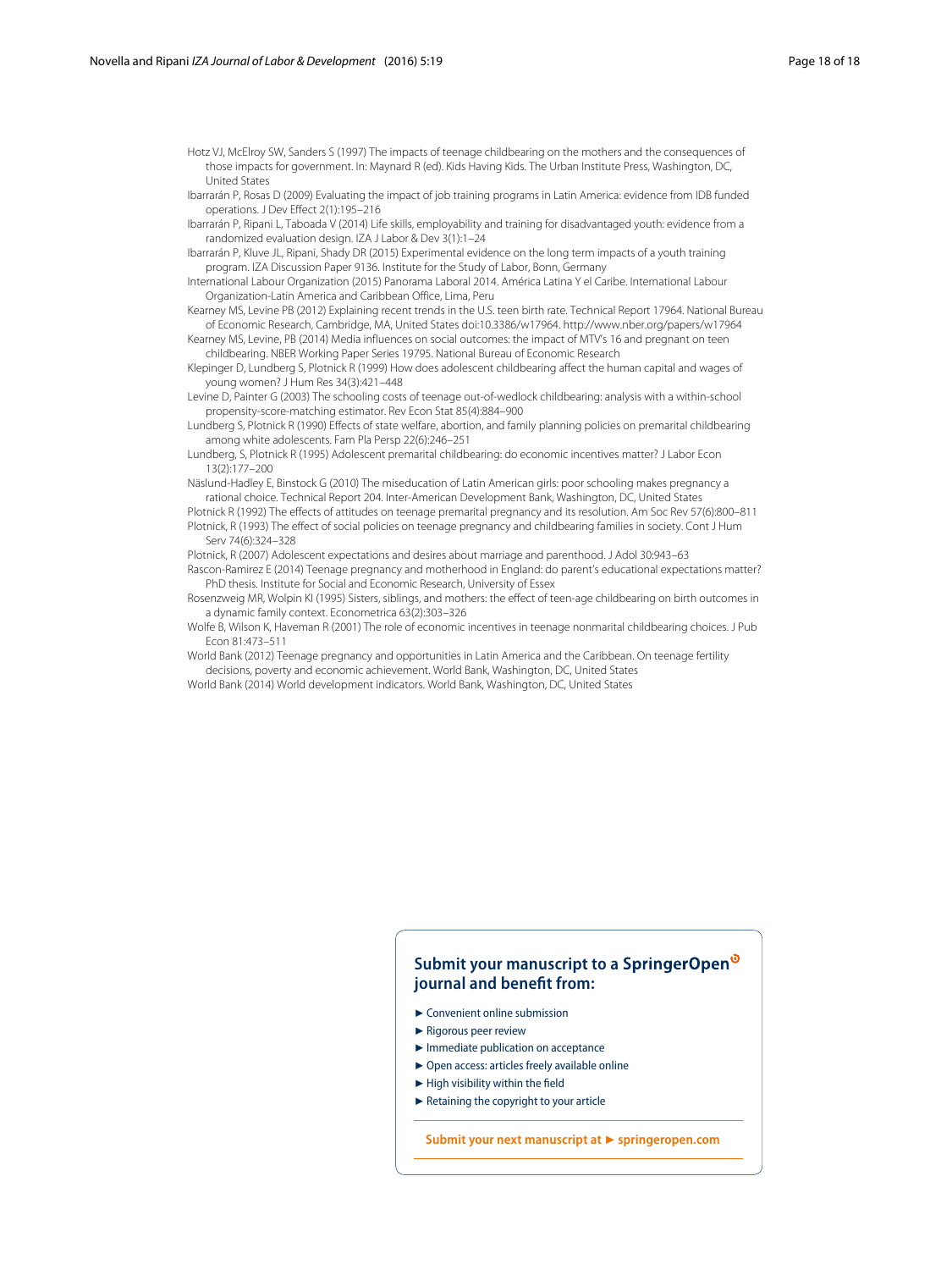Hotz VJ, McElroy SW, Sanders S (1997) The impacts of teenage childbearing on the mothers and the consequences of those impacts for government. In: Maynard R (ed). Kids Having Kids. The Urban Institute Press, Washington, DC, United States

Ibarrarán P, Rosas D (2009) Evaluating the impact of job training programs in Latin America: evidence from IDB funded operations. J Dev Effect 2(1):195–216

Ibarrarán P, Ripani L, Taboada V (2014) Life skills, employability and training for disadvantaged youth: evidence from a randomized evaluation design. IZA J Labor & Dev 3(1):1–24

Ibarrarán P, Kluve JL, Ripani, Shady DR (2015) Experimental evidence on the long term impacts of a youth training program. IZA Discussion Paper 9136. Institute for the Study of Labor, Bonn, Germany

International Labour Organization (2015) Panorama Laboral 2014. América Latina Y el Caribe. International Labour Organization-Latin America and Caribbean Office, Lima, Peru

Kearney MS, Levine PB (2012) Explaining recent trends in the U.S. teen birth rate. Technical Report 17964. National Bureau of Economic Research, Cambridge, MA, United States doi:10.3386/w17964. http://www.nber.org/papers/w17964

Kearney MS, Levine, PB (2014) Media influences on social outcomes: the impact of MTV's 16 and pregnant on teen childbearing. NBER Working Paper Series 19795. National Bureau of Economic Research

Klepinger D, Lundberg S, Plotnick R (1999) How does adolescent childbearing affect the human capital and wages of young women? J Hum Res 34(3):421–448

Levine D, Painter G (2003) The schooling costs of teenage out-of-wedlock childbearing: analysis with a within-school propensity-score-matching estimator. Rev Econ Stat 85(4):884–900

Lundberg S, Plotnick R (1990) Effects of state welfare, abortion, and family planning policies on premarital childbearing among white adolescents. Fam Pla Persp 22(6):246–251

Lundberg, S, Plotnick R (1995) Adolescent premarital childbearing: do economic incentives matter? J Labor Econ 13(2):177–200

Näslund-Hadley E, Binstock G (2010) The miseducation of Latin American girls: poor schooling makes pregnancy a rational choice. Technical Report 204. Inter-American Development Bank, Washington, DC, United States

Plotnick R (1992) The effects of attitudes on teenage premarital pregnancy and its resolution. Am Soc Rev 57(6):800–811

Plotnick, R (1993) The effect of social policies on teenage pregnancy and childbearing families in society. Cont J Hum Serv 74(6):324–328

Plotnick, R (2007) Adolescent expectations and desires about marriage and parenthood. J Adol 30:943–63

Rascon-Ramirez E (2014) Teenage pregnancy and motherhood in England: do parent's educational expectations matter? PhD thesis. Institute for Social and Economic Research, University of Essex

Rosenzweig MR, Wolpin KI (1995) Sisters, siblings, and mothers: the effect of teen-age childbearing on birth outcomes in a dynamic family context. Econometrica 63(2):303–326

Wolfe B, Wilson K, Haveman R (2001) The role of economic incentives in teenage nonmarital childbearing choices. J Pub Econ 81:473–511

World Bank (2012) Teenage pregnancy and opportunities in Latin America and the Caribbean. On teenage fertility decisions, poverty and economic achievement. World Bank, Washington, DC, United States

World Bank (2014) World development indicators. World Bank, Washington, DC, United States

**Submit your manuscript to a SpringerOpen journal and benefit from:**

- ► Convenient online submission
- ► Rigorous peer review
- ► Immediate publication on acceptance
- ► Open access: articles freely available online
- ► High visibility within the field
- ► Retaining the copyright to your article

**Submit your next manuscript at ► springeropen.com**